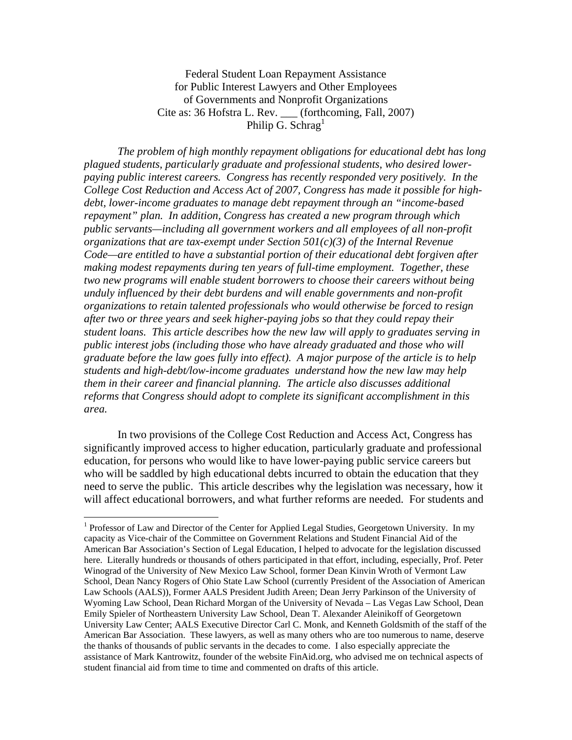Federal Student Loan Repayment Assistance
for Public Interest Lawyers and Other Employees
of Governments and Nonprofit Organizations
Cite as: 36 Hofstra L. Rev. ___ (forthcoming, Fall, 2007)
Philip G. Schrag[1]

*The problem of high monthly repayment obligations for educational debt has long plagued students, particularly graduate and professional students, who desired lower-paying public interest careers. Congress has recently responded very positively. In the College Cost Reduction and Access Act of 2007, Congress has made it possible for high-debt, lower-income graduates to manage debt repayment through an "income-based repayment" plan. In addition, Congress has created a new program through which public servants—including all government workers and all employees of all non-profit organizations that are tax-exempt under Section 501(c)(3) of the Internal Revenue Code—are entitled to have a substantial portion of their educational debt forgiven after making modest repayments during ten years of full-time employment. Together, these two new programs will enable student borrowers to choose their careers without being unduly influenced by their debt burdens and will enable governments and non-profit organizations to retain talented professionals who would otherwise be forced to resign after two or three years and seek higher-paying jobs so that they could repay their student loans. This article describes how the new law will apply to graduates serving in public interest jobs (including those who have already graduated and those who will graduate before the law goes fully into effect). A major purpose of the article is to help students and high-debt/low-income graduates understand how the new law may help them in their career and financial planning. The article also discusses additional reforms that Congress should adopt to complete its significant accomplishment in this area.*

In two provisions of the College Cost Reduction and Access Act, Congress has significantly improved access to higher education, particularly graduate and professional education, for persons who would like to have lower-paying public service careers but who will be saddled by high educational debts incurred to obtain the education that they need to serve the public. This article describes why the legislation was necessary, how it will affect educational borrowers, and what further reforms are needed. For students and

---

[1] Professor of Law and Director of the Center for Applied Legal Studies, Georgetown University. In my capacity as Vice-chair of the Committee on Government Relations and Student Financial Aid of the American Bar Association's Section of Legal Education, I helped to advocate for the legislation discussed here. Literally hundreds or thousands of others participated in that effort, including, especially, Prof. Peter Winograd of the University of New Mexico Law School, former Dean Kinvin Wroth of Vermont Law School, Dean Nancy Rogers of Ohio State Law School (currently President of the Association of American Law Schools (AALS)), Former AALS President Judith Areen; Dean Jerry Parkinson of the University of Wyoming Law School, Dean Richard Morgan of the University of Nevada – Las Vegas Law School, Dean Emily Spieler of Northeastern University Law School, Dean T. Alexander Aleinikoff of Georgetown University Law Center; AALS Executive Director Carl C. Monk, and Kenneth Goldsmith of the staff of the American Bar Association. These lawyers, as well as many others who are too numerous to name, deserve the thanks of thousands of public servants in the decades to come. I also especially appreciate the assistance of Mark Kantrowitz, founder of the website FinAid.org, who advised me on technical aspects of student financial aid from time to time and commented on drafts of this article.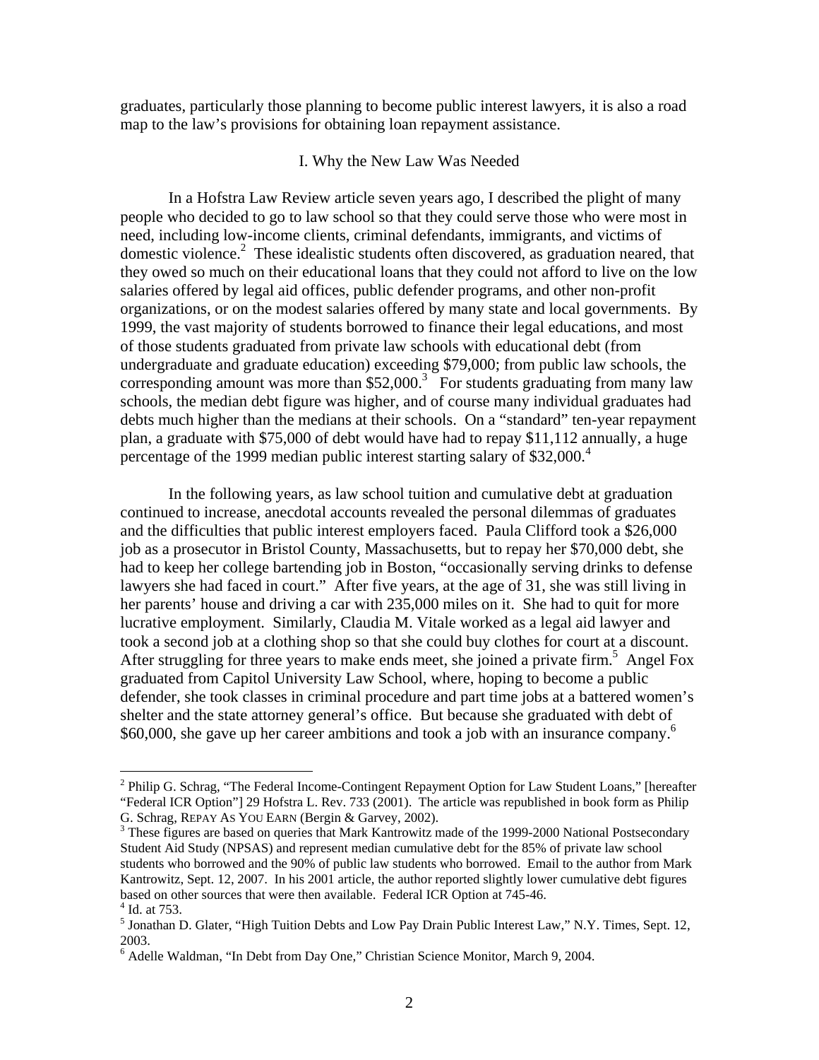graduates, particularly those planning to become public interest lawyers, it is also a road map to the law's provisions for obtaining loan repayment assistance.

## I. Why the New Law Was Needed

In a Hofstra Law Review article seven years ago, I described the plight of many people who decided to go to law school so that they could serve those who were most in need, including low-income clients, criminal defendants, immigrants, and victims of domestic violence.[2] These idealistic students often discovered, as graduation neared, that they owed so much on their educational loans that they could not afford to live on the low salaries offered by legal aid offices, public defender programs, and other non-profit organizations, or on the modest salaries offered by many state and local governments. By 1999, the vast majority of students borrowed to finance their legal educations, and most of those students graduated from private law schools with educational debt (from undergraduate and graduate education) exceeding $79,000; from public law schools, the corresponding amount was more than $52,000.[3] For students graduating from many law schools, the median debt figure was higher, and of course many individual graduates had debts much higher than the medians at their schools. On a "standard" ten-year repayment plan, a graduate with $75,000 of debt would have had to repay $11,112 annually, a huge percentage of the 1999 median public interest starting salary of $32,000.[4]

In the following years, as law school tuition and cumulative debt at graduation continued to increase, anecdotal accounts revealed the personal dilemmas of graduates and the difficulties that public interest employers faced. Paula Clifford took a $26,000 job as a prosecutor in Bristol County, Massachusetts, but to repay her $70,000 debt, she had to keep her college bartending job in Boston, "occasionally serving drinks to defense lawyers she had faced in court." After five years, at the age of 31, she was still living in her parents' house and driving a car with 235,000 miles on it. She had to quit for more lucrative employment. Similarly, Claudia M. Vitale worked as a legal aid lawyer and took a second job at a clothing shop so that she could buy clothes for court at a discount. After struggling for three years to make ends meet, she joined a private firm.[5] Angel Fox graduated from Capitol University Law School, where, hoping to become a public defender, she took classes in criminal procedure and part time jobs at a battered women's shelter and the state attorney general's office. But because she graduated with debt of $60,000, she gave up her career ambitions and took a job with an insurance company.[6]

---

[2] Philip G. Schrag, "The Federal Income-Contingent Repayment Option for Law Student Loans," [hereafter "Federal ICR Option"] 29 Hofstra L. Rev. 733 (2001). The article was republished in book form as Philip G. Schrag, Repay As You Earn (Bergin & Garvey, 2002).

[3] These figures are based on queries that Mark Kantrowitz made of the 1999-2000 National Postsecondary Student Aid Study (NPSAS) and represent median cumulative debt for the 85% of private law school students who borrowed and the 90% of public law students who borrowed. Email to the author from Mark Kantrowitz, Sept. 12, 2007. In his 2001 article, the author reported slightly lower cumulative debt figures based on other sources that were then available. Federal ICR Option at 745-46.

[4] Id. at 753.

[5] Jonathan D. Glater, "High Tuition Debts and Low Pay Drain Public Interest Law," N.Y. Times, Sept. 12, 2003.

[6] Adelle Waldman, "In Debt from Day One," Christian Science Monitor, March 9, 2004.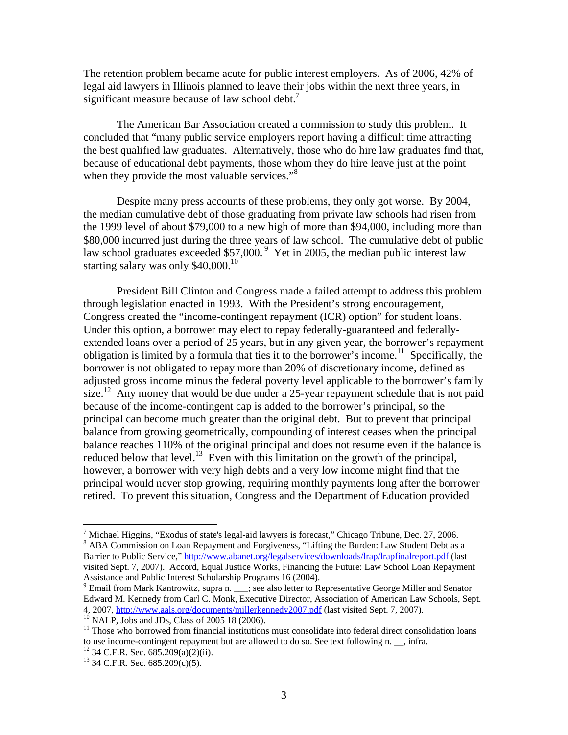The retention problem became acute for public interest employers. As of 2006, 42% of legal aid lawyers in Illinois planned to leave their jobs within the next three years, in significant measure because of law school debt.[7]

The American Bar Association created a commission to study this problem. It concluded that "many public service employers report having a difficult time attracting the best qualified law graduates. Alternatively, those who do hire law graduates find that, because of educational debt payments, those whom they do hire leave just at the point when they provide the most valuable services."[8]

Despite many press accounts of these problems, they only got worse. By 2004, the median cumulative debt of those graduating from private law schools had risen from the 1999 level of about $79,000 to a new high of more than $94,000, including more than $80,000 incurred just during the three years of law school. The cumulative debt of public law school graduates exceeded $57,000.[9] Yet in 2005, the median public interest law starting salary was only $40,000.[10]

President Bill Clinton and Congress made a failed attempt to address this problem through legislation enacted in 1993. With the President's strong encouragement, Congress created the "income-contingent repayment (ICR) option" for student loans. Under this option, a borrower may elect to repay federally-guaranteed and federally-extended loans over a period of 25 years, but in any given year, the borrower's repayment obligation is limited by a formula that ties it to the borrower's income.[11] Specifically, the borrower is not obligated to repay more than 20% of discretionary income, defined as adjusted gross income minus the federal poverty level applicable to the borrower's family size.[12] Any money that would be due under a 25-year repayment schedule that is not paid because of the income-contingent cap is added to the borrower's principal, so the principal can become much greater than the original debt. But to prevent that principal balance from growing geometrically, compounding of interest ceases when the principal balance reaches 110% of the original principal and does not resume even if the balance is reduced below that level.[13] Even with this limitation on the growth of the principal, however, a borrower with very high debts and a very low income might find that the principal would never stop growing, requiring monthly payments long after the borrower retired. To prevent this situation, Congress and the Department of Education provided

---

[7] Michael Higgins, "Exodus of state's legal-aid lawyers is forecast," Chicago Tribune, Dec. 27, 2006.

[8] ABA Commission on Loan Repayment and Forgiveness, "Lifting the Burden: Law Student Debt as a Barrier to Public Service," http://www.abanet.org/legalservices/downloads/lrap/lrapfinalreport.pdf (last visited Sept. 7, 2007). Accord, Equal Justice Works, Financing the Future: Law School Loan Repayment Assistance and Public Interest Scholarship Programs 16 (2004).

[9] Email from Mark Kantrowitz, supra n. ___; see also letter to Representative George Miller and Senator Edward M. Kennedy from Carl C. Monk, Executive Director, Association of American Law Schools, Sept. 4, 2007, http://www.aals.org/documents/millerkennedy2007.pdf (last visited Sept. 7, 2007).

[10] NALP, Jobs and JDs, Class of 2005 18 (2006).

[11] Those who borrowed from financial institutions must consolidate into federal direct consolidation loans to use income-contingent repayment but are allowed to do so. See text following n. __, infra.

[12] 34 C.F.R. Sec. 685.209(a)(2)(ii).

[13] 34 C.F.R. Sec. 685.209(c)(5).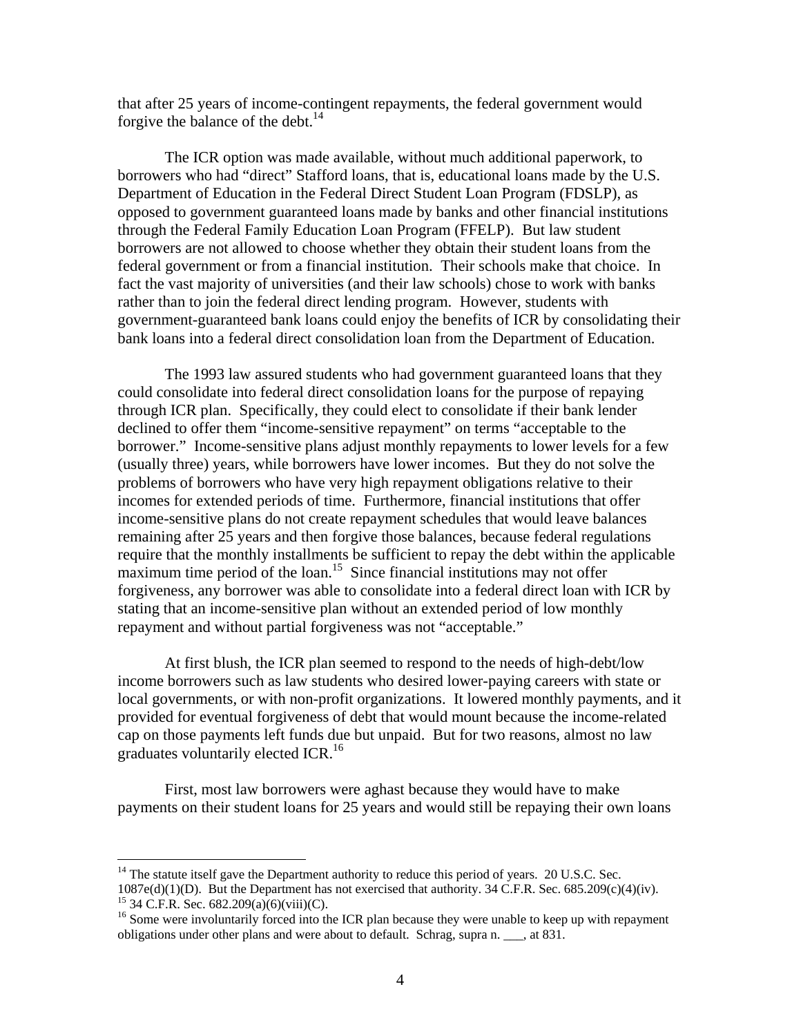that after 25 years of income-contingent repayments, the federal government would forgive the balance of the debt.[14]

The ICR option was made available, without much additional paperwork, to borrowers who had "direct" Stafford loans, that is, educational loans made by the U.S. Department of Education in the Federal Direct Student Loan Program (FDSLP), as opposed to government guaranteed loans made by banks and other financial institutions through the Federal Family Education Loan Program (FFELP). But law student borrowers are not allowed to choose whether they obtain their student loans from the federal government or from a financial institution. Their schools make that choice. In fact the vast majority of universities (and their law schools) chose to work with banks rather than to join the federal direct lending program. However, students with government-guaranteed bank loans could enjoy the benefits of ICR by consolidating their bank loans into a federal direct consolidation loan from the Department of Education.

The 1993 law assured students who had government guaranteed loans that they could consolidate into federal direct consolidation loans for the purpose of repaying through ICR plan. Specifically, they could elect to consolidate if their bank lender declined to offer them "income-sensitive repayment" on terms "acceptable to the borrower." Income-sensitive plans adjust monthly repayments to lower levels for a few (usually three) years, while borrowers have lower incomes. But they do not solve the problems of borrowers who have very high repayment obligations relative to their incomes for extended periods of time. Furthermore, financial institutions that offer income-sensitive plans do not create repayment schedules that would leave balances remaining after 25 years and then forgive those balances, because federal regulations require that the monthly installments be sufficient to repay the debt within the applicable maximum time period of the loan.[15] Since financial institutions may not offer forgiveness, any borrower was able to consolidate into a federal direct loan with ICR by stating that an income-sensitive plan without an extended period of low monthly repayment and without partial forgiveness was not "acceptable."

At first blush, the ICR plan seemed to respond to the needs of high-debt/low income borrowers such as law students who desired lower-paying careers with state or local governments, or with non-profit organizations. It lowered monthly payments, and it provided for eventual forgiveness of debt that would mount because the income-related cap on those payments left funds due but unpaid. But for two reasons, almost no law graduates voluntarily elected ICR.[16]

First, most law borrowers were aghast because they would have to make payments on their student loans for 25 years and would still be repaying their own loans

---

[14] The statute itself gave the Department authority to reduce this period of years. 20 U.S.C. Sec. 1087e(d)(1)(D). But the Department has not exercised that authority. 34 C.F.R. Sec. 685.209(c)(4)(iv).

[15] 34 C.F.R. Sec. 682.209(a)(6)(viii)(C).

[16] Some were involuntarily forced into the ICR plan because they were unable to keep up with repayment obligations under other plans and were about to default. Schrag, supra n. ___, at 831.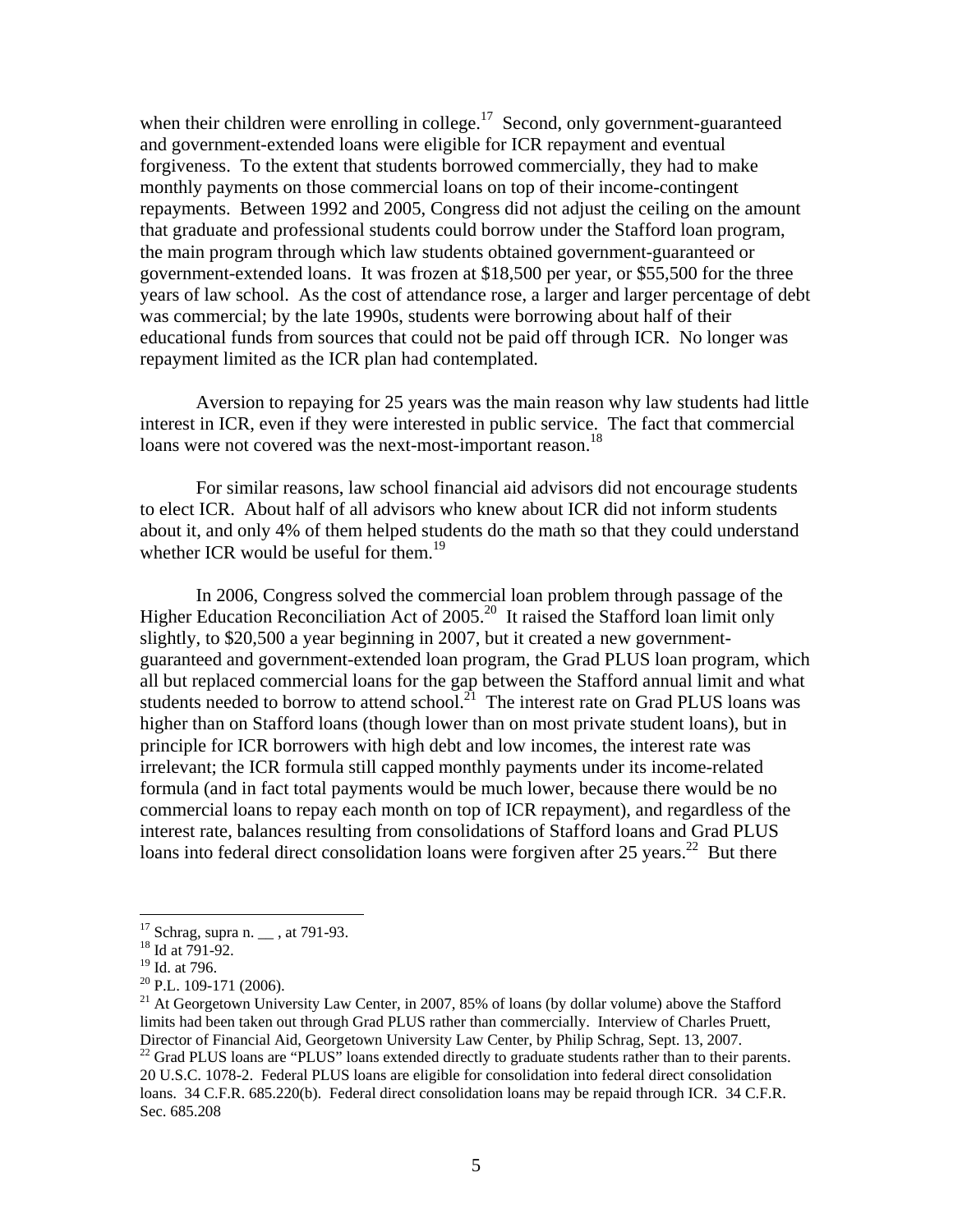when their children were enrolling in college.[17] Second, only government-guaranteed and government-extended loans were eligible for ICR repayment and eventual forgiveness. To the extent that students borrowed commercially, they had to make monthly payments on those commercial loans on top of their income-contingent repayments. Between 1992 and 2005, Congress did not adjust the ceiling on the amount that graduate and professional students could borrow under the Stafford loan program, the main program through which law students obtained government-guaranteed or government-extended loans. It was frozen at $18,500 per year, or $55,500 for the three years of law school. As the cost of attendance rose, a larger and larger percentage of debt was commercial; by the late 1990s, students were borrowing about half of their educational funds from sources that could not be paid off through ICR. No longer was repayment limited as the ICR plan had contemplated.

Aversion to repaying for 25 years was the main reason why law students had little interest in ICR, even if they were interested in public service. The fact that commercial loans were not covered was the next-most-important reason.[18]

For similar reasons, law school financial aid advisors did not encourage students to elect ICR. About half of all advisors who knew about ICR did not inform students about it, and only 4% of them helped students do the math so that they could understand whether ICR would be useful for them.[19]

In 2006, Congress solved the commercial loan problem through passage of the Higher Education Reconciliation Act of 2005.[20] It raised the Stafford loan limit only slightly, to $20,500 a year beginning in 2007, but it created a new government-guaranteed and government-extended loan program, the Grad PLUS loan program, which all but replaced commercial loans for the gap between the Stafford annual limit and what students needed to borrow to attend school.[21] The interest rate on Grad PLUS loans was higher than on Stafford loans (though lower than on most private student loans), but in principle for ICR borrowers with high debt and low incomes, the interest rate was irrelevant; the ICR formula still capped monthly payments under its income-related formula (and in fact total payments would be much lower, because there would be no commercial loans to repay each month on top of ICR repayment), and regardless of the interest rate, balances resulting from consolidations of Stafford loans and Grad PLUS loans into federal direct consolidation loans were forgiven after 25 years.[22] But there

---

[17] Schrag, supra n. __ , at 791-93.

[18] Id at 791-92.

[19] Id. at 796.

[20] P.L. 109-171 (2006).

[21] At Georgetown University Law Center, in 2007, 85% of loans (by dollar volume) above the Stafford limits had been taken out through Grad PLUS rather than commercially. Interview of Charles Pruett, Director of Financial Aid, Georgetown University Law Center, by Philip Schrag, Sept. 13, 2007.

[22] Grad PLUS loans are "PLUS" loans extended directly to graduate students rather than to their parents. 20 U.S.C. 1078-2. Federal PLUS loans are eligible for consolidation into federal direct consolidation loans. 34 C.F.R. 685.220(b). Federal direct consolidation loans may be repaid through ICR. 34 C.F.R. Sec. 685.208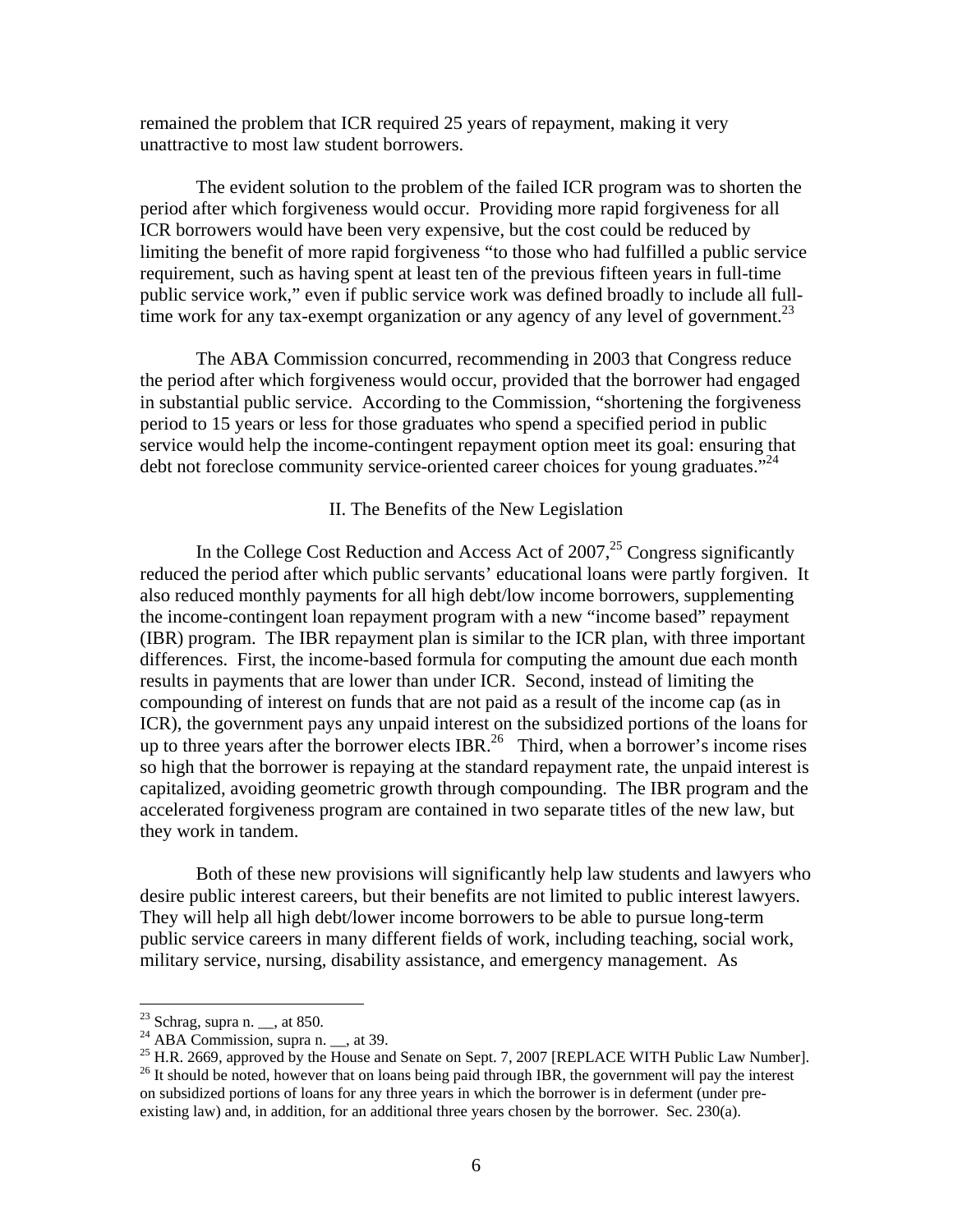remained the problem that ICR required 25 years of repayment, making it very unattractive to most law student borrowers.

The evident solution to the problem of the failed ICR program was to shorten the period after which forgiveness would occur. Providing more rapid forgiveness for all ICR borrowers would have been very expensive, but the cost could be reduced by limiting the benefit of more rapid forgiveness "to those who had fulfilled a public service requirement, such as having spent at least ten of the previous fifteen years in full-time public service work," even if public service work was defined broadly to include all full-time work for any tax-exempt organization or any agency of any level of government.[23]

The ABA Commission concurred, recommending in 2003 that Congress reduce the period after which forgiveness would occur, provided that the borrower had engaged in substantial public service. According to the Commission, "shortening the forgiveness period to 15 years or less for those graduates who spend a specified period in public service would help the income-contingent repayment option meet its goal: ensuring that debt not foreclose community service-oriented career choices for young graduates."[24]

## II. The Benefits of the New Legislation

In the College Cost Reduction and Access Act of 2007,[25] Congress significantly reduced the period after which public servants' educational loans were partly forgiven. It also reduced monthly payments for all high debt/low income borrowers, supplementing the income-contingent loan repayment program with a new "income based" repayment (IBR) program. The IBR repayment plan is similar to the ICR plan, with three important differences. First, the income-based formula for computing the amount due each month results in payments that are lower than under ICR. Second, instead of limiting the compounding of interest on funds that are not paid as a result of the income cap (as in ICR), the government pays any unpaid interest on the subsidized portions of the loans for up to three years after the borrower elects IBR.[26] Third, when a borrower's income rises so high that the borrower is repaying at the standard repayment rate, the unpaid interest is capitalized, avoiding geometric growth through compounding. The IBR program and the accelerated forgiveness program are contained in two separate titles of the new law, but they work in tandem.

Both of these new provisions will significantly help law students and lawyers who desire public interest careers, but their benefits are not limited to public interest lawyers. They will help all high debt/lower income borrowers to be able to pursue long-term public service careers in many different fields of work, including teaching, social work, military service, nursing, disability assistance, and emergency management. As

---

[23] Schrag, supra n. __, at 850.

[24] ABA Commission, supra n. __, at 39.

[25] H.R. 2669, approved by the House and Senate on Sept. 7, 2007 [REPLACE WITH Public Law Number].

[26] It should be noted, however that on loans being paid through IBR, the government will pay the interest on subsidized portions of loans for any three years in which the borrower is in deferment (under pre-existing law) and, in addition, for an additional three years chosen by the borrower. Sec. 230(a).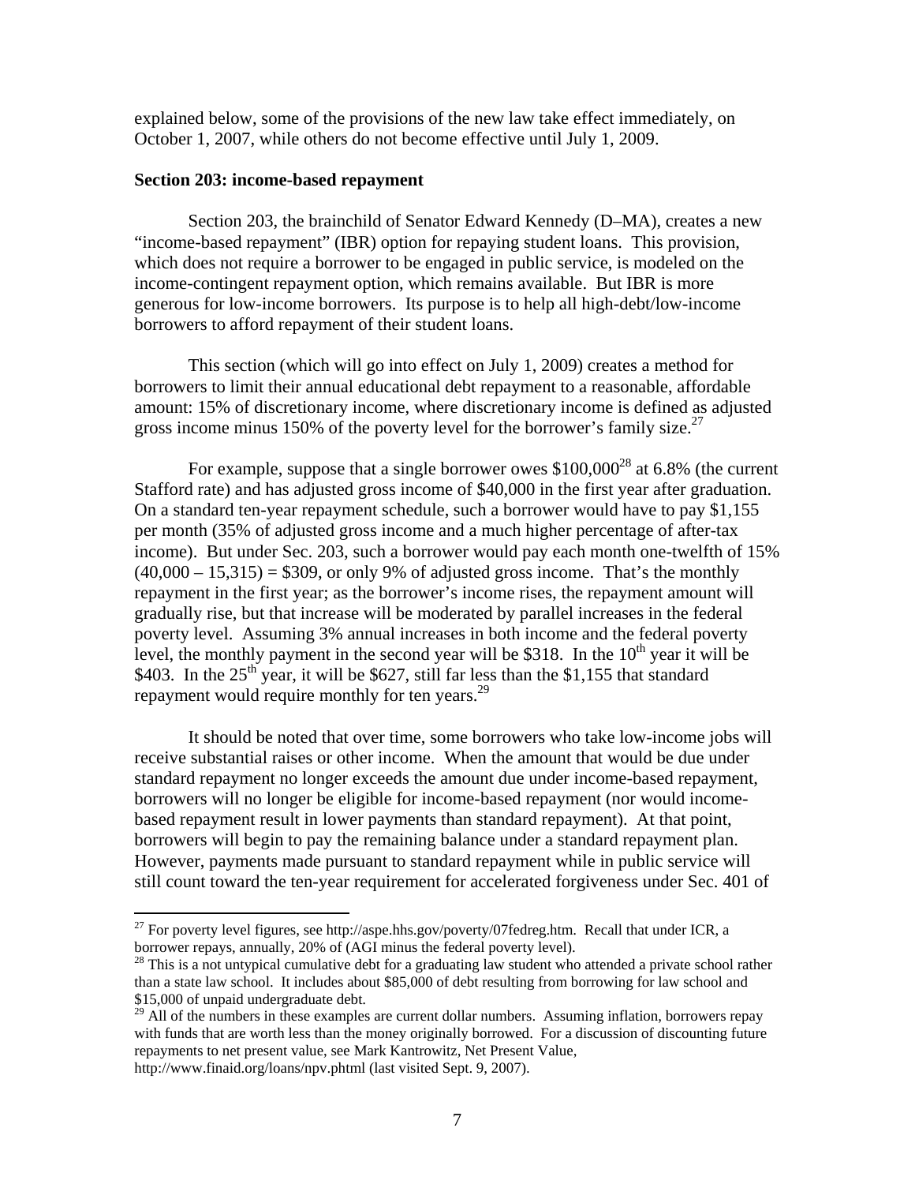explained below, some of the provisions of the new law take effect immediately, on October 1, 2007, while others do not become effective until July 1, 2009.

**Section 203: income-based repayment**

Section 203, the brainchild of Senator Edward Kennedy (D–MA), creates a new "income-based repayment" (IBR) option for repaying student loans. This provision, which does not require a borrower to be engaged in public service, is modeled on the income-contingent repayment option, which remains available. But IBR is more generous for low-income borrowers. Its purpose is to help all high-debt/low-income borrowers to afford repayment of their student loans.

This section (which will go into effect on July 1, 2009) creates a method for borrowers to limit their annual educational debt repayment to a reasonable, affordable amount: 15% of discretionary income, where discretionary income is defined as adjusted gross income minus 150% of the poverty level for the borrower's family size.[27]

For example, suppose that a single borrower owes $100,000[28] at 6.8% (the current Stafford rate) and has adjusted gross income of $40,000 in the first year after graduation. On a standard ten-year repayment schedule, such a borrower would have to pay $1,155 per month (35% of adjusted gross income and a much higher percentage of after-tax income). But under Sec. 203, such a borrower would pay each month one-twelfth of 15% (40,000 – 15,315) = $309, or only 9% of adjusted gross income. That's the monthly repayment in the first year; as the borrower's income rises, the repayment amount will gradually rise, but that increase will be moderated by parallel increases in the federal poverty level. Assuming 3% annual increases in both income and the federal poverty level, the monthly payment in the second year will be $318. In the 10th year it will be $403. In the 25th year, it will be $627, still far less than the $1,155 that standard repayment would require monthly for ten years.[29]

It should be noted that over time, some borrowers who take low-income jobs will receive substantial raises or other income. When the amount that would be due under standard repayment no longer exceeds the amount due under income-based repayment, borrowers will no longer be eligible for income-based repayment (nor would income-based repayment result in lower payments than standard repayment). At that point, borrowers will begin to pay the remaining balance under a standard repayment plan. However, payments made pursuant to standard repayment while in public service will still count toward the ten-year requirement for accelerated forgiveness under Sec. 401 of

---

[27] For poverty level figures, see http://aspe.hhs.gov/poverty/07fedreg.htm. Recall that under ICR, a borrower repays, annually, 20% of (AGI minus the federal poverty level).

[28] This is a not untypical cumulative debt for a graduating law student who attended a private school rather than a state law school. It includes about $85,000 of debt resulting from borrowing for law school and $15,000 of unpaid undergraduate debt.

[29] All of the numbers in these examples are current dollar numbers. Assuming inflation, borrowers repay with funds that are worth less than the money originally borrowed. For a discussion of discounting future repayments to net present value, see Mark Kantrowitz, Net Present Value, http://www.finaid.org/loans/npv.phtml (last visited Sept. 9, 2007).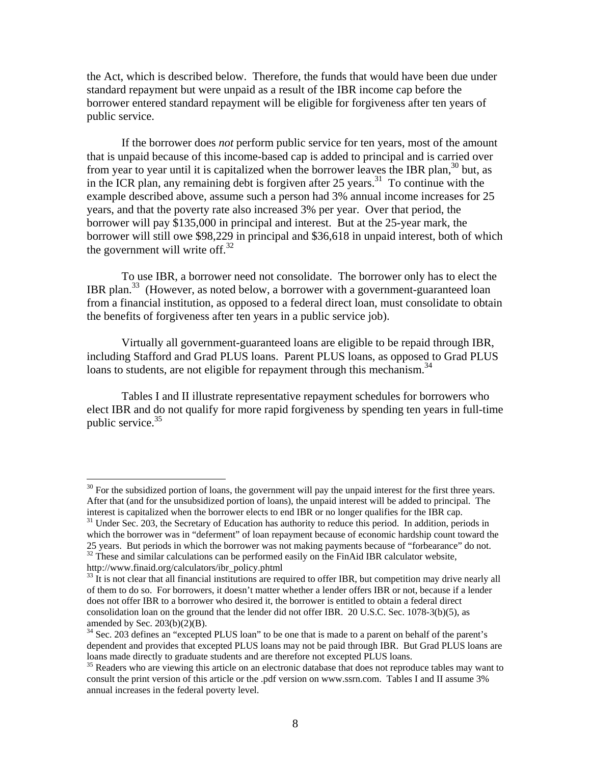the Act, which is described below. Therefore, the funds that would have been due under standard repayment but were unpaid as a result of the IBR income cap before the borrower entered standard repayment will be eligible for forgiveness after ten years of public service.

If the borrower does *not* perform public service for ten years, most of the amount that is unpaid because of this income-based cap is added to principal and is carried over from year to year until it is capitalized when the borrower leaves the IBR plan,[30] but, as in the ICR plan, any remaining debt is forgiven after 25 years.[31] To continue with the example described above, assume such a person had 3% annual income increases for 25 years, and that the poverty rate also increased 3% per year. Over that period, the borrower will pay $135,000 in principal and interest. But at the 25-year mark, the borrower will still owe $98,229 in principal and $36,618 in unpaid interest, both of which the government will write off.[32]

To use IBR, a borrower need not consolidate. The borrower only has to elect the IBR plan.[33] (However, as noted below, a borrower with a government-guaranteed loan from a financial institution, as opposed to a federal direct loan, must consolidate to obtain the benefits of forgiveness after ten years in a public service job).

Virtually all government-guaranteed loans are eligible to be repaid through IBR, including Stafford and Grad PLUS loans. Parent PLUS loans, as opposed to Grad PLUS loans to students, are not eligible for repayment through this mechanism.[34]

Tables I and II illustrate representative repayment schedules for borrowers who elect IBR and do not qualify for more rapid forgiveness by spending ten years in full-time public service.[35]

---

[30] For the subsidized portion of loans, the government will pay the unpaid interest for the first three years. After that (and for the unsubsidized portion of loans), the unpaid interest will be added to principal. The interest is capitalized when the borrower elects to end IBR or no longer qualifies for the IBR cap.

[31] Under Sec. 203, the Secretary of Education has authority to reduce this period. In addition, periods in which the borrower was in "deferment" of loan repayment because of economic hardship count toward the 25 years. But periods in which the borrower was not making payments because of "forbearance" do not.

[32] These and similar calculations can be performed easily on the FinAid IBR calculator website, http://www.finaid.org/calculators/ibr_policy.phtml

[33] It is not clear that all financial institutions are required to offer IBR, but competition may drive nearly all of them to do so. For borrowers, it doesn't matter whether a lender offers IBR or not, because if a lender does not offer IBR to a borrower who desired it, the borrower is entitled to obtain a federal direct consolidation loan on the ground that the lender did not offer IBR. 20 U.S.C. Sec. 1078-3(b)(5), as amended by Sec. 203(b)(2)(B).

[34] Sec. 203 defines an "excepted PLUS loan" to be one that is made to a parent on behalf of the parent's dependent and provides that excepted PLUS loans may not be paid through IBR. But Grad PLUS loans are loans made directly to graduate students and are therefore not excepted PLUS loans.

[35] Readers who are viewing this article on an electronic database that does not reproduce tables may want to consult the print version of this article or the .pdf version on www.ssrn.com. Tables I and II assume 3% annual increases in the federal poverty level.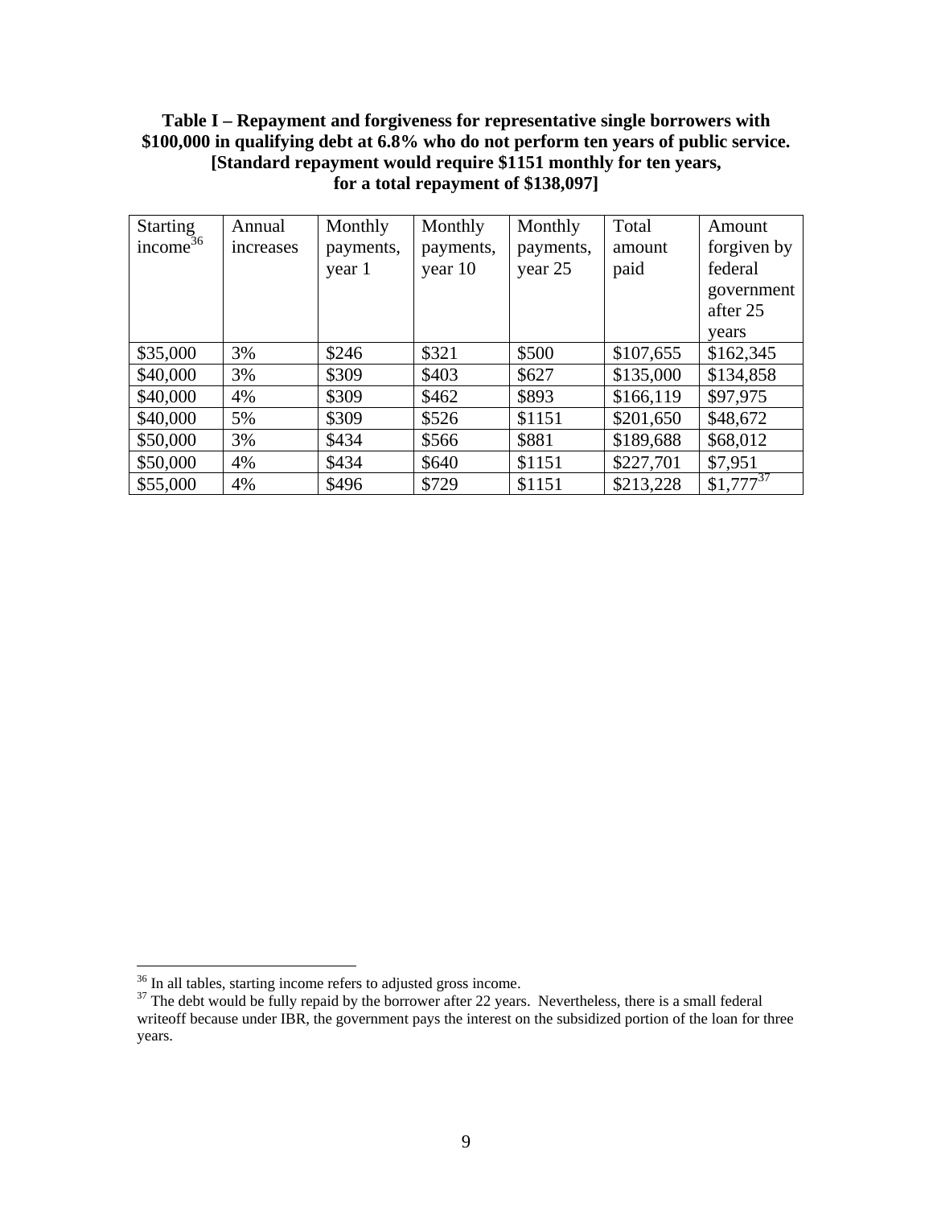**Table I – Repayment and forgiveness for representative single borrowers with $100,000 in qualifying debt at 6.8% who do not perform ten years of public service. [Standard repayment would require $1151 monthly for ten years, for a total repayment of $138,097]**

| Starting income[36] | Annual increases | Monthly payments, year 1 | Monthly payments, year 10 | Monthly payments, year 25 | Total amount paid | Amount forgiven by federal government after 25 years |
|---|---|---|---|---|---|---|
| $35,000 | 3% | $246 | $321 | $500 | $107,655 | $162,345 |
| $40,000 | 3% | $309 | $403 | $627 | $135,000 | $134,858 |
| $40,000 | 4% | $309 | $462 | $893 | $166,119 | $97,975 |
| $40,000 | 5% | $309 | $526 | $1151 | $201,650 | $48,672 |
| $50,000 | 3% | $434 | $566 | $881 | $189,688 | $68,012 |
| $50,000 | 4% | $434 | $640 | $1151 | $227,701 | $7,951 |
| $55,000 | 4% | $496 | $729 | $1151 | $213,228 | $1,777[37] |

[36] In all tables, starting income refers to adjusted gross income.

[37] The debt would be fully repaid by the borrower after 22 years. Nevertheless, there is a small federal writeoff because under IBR, the government pays the interest on the subsidized portion of the loan for three years.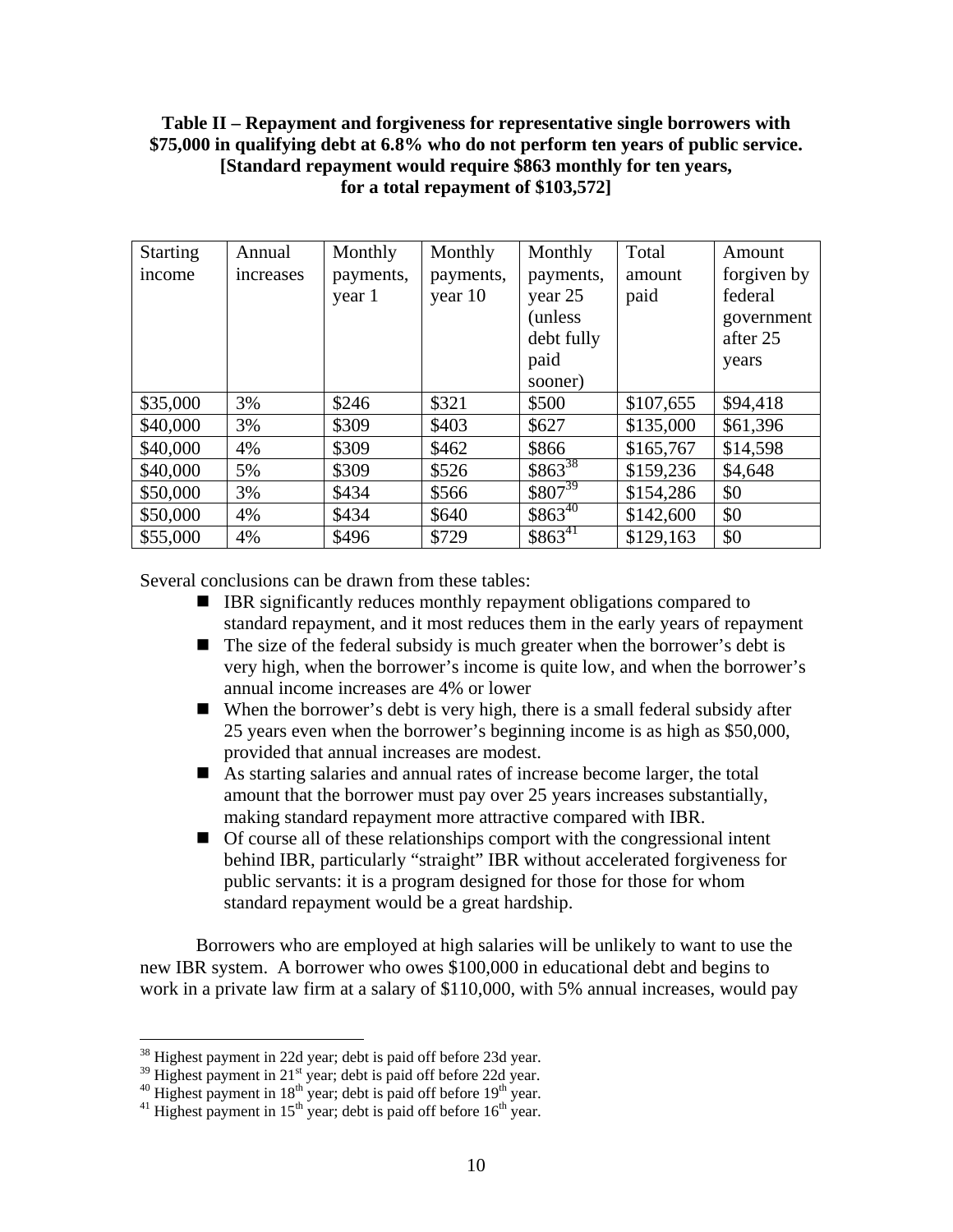**Table II – Repayment and forgiveness for representative single borrowers with $75,000 in qualifying debt at 6.8% who do not perform ten years of public service. [Standard repayment would require $863 monthly for ten years, for a total repayment of $103,572]**

| Starting income | Annual increases | Monthly payments, year 1 | Monthly payments, year 10 | Monthly payments, year 25 (unless debt fully paid sooner) | Total amount paid | Amount forgiven by federal government after 25 years |
|---|---|---|---|---|---|---|
| $35,000 | 3% | $246 | $321 | $500 | $107,655 | $94,418 |
| $40,000 | 3% | $309 | $403 | $627 | $135,000 | $61,396 |
| $40,000 | 4% | $309 | $462 | $866 | $165,767 | $14,598 |
| $40,000 | 5% | $309 | $526 | $863[38] | $159,236 | $4,648 |
| $50,000 | 3% | $434 | $566 | $807[39] | $154,286 | $0 |
| $50,000 | 4% | $434 | $640 | $863[40] | $142,600 | $0 |
| $55,000 | 4% | $496 | $729 | $863[41] | $129,163 | $0 |

Several conclusions can be drawn from these tables:

- IBR significantly reduces monthly repayment obligations compared to standard repayment, and it most reduces them in the early years of repayment
- The size of the federal subsidy is much greater when the borrower's debt is very high, when the borrower's income is quite low, and when the borrower's annual income increases are 4% or lower
- When the borrower's debt is very high, there is a small federal subsidy after 25 years even when the borrower's beginning income is as high as $50,000, provided that annual increases are modest.
- As starting salaries and annual rates of increase become larger, the total amount that the borrower must pay over 25 years increases substantially, making standard repayment more attractive compared with IBR.
- Of course all of these relationships comport with the congressional intent behind IBR, particularly "straight" IBR without accelerated forgiveness for public servants: it is a program designed for those for those for whom standard repayment would be a great hardship.

Borrowers who are employed at high salaries will be unlikely to want to use the new IBR system. A borrower who owes $100,000 in educational debt and begins to work in a private law firm at a salary of $110,000, with 5% annual increases, would pay

---

[38] Highest payment in 22d year; debt is paid off before 23d year.
[39] Highest payment in 21st year; debt is paid off before 22d year.
[40] Highest payment in 18th year; debt is paid off before 19th year.
[41] Highest payment in 15th year; debt is paid off before 16th year.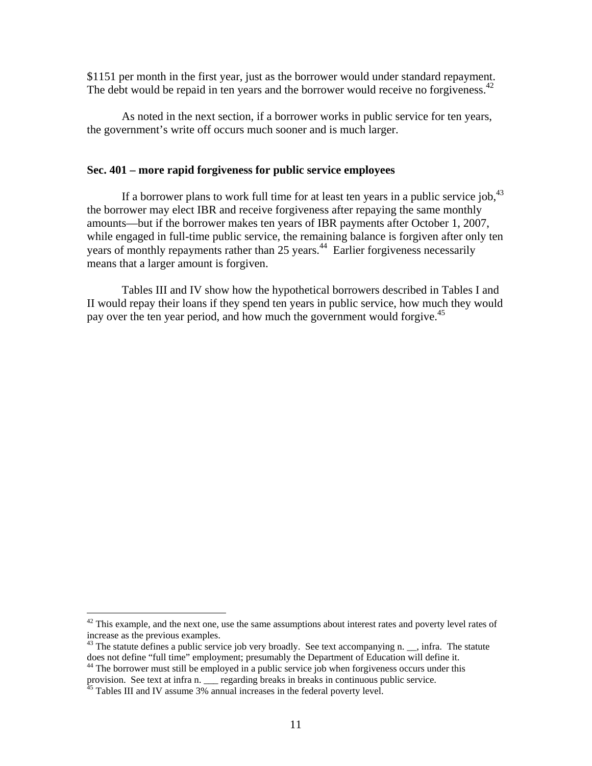$1151 per month in the first year, just as the borrower would under standard repayment. The debt would be repaid in ten years and the borrower would receive no forgiveness.[42]

As noted in the next section, if a borrower works in public service for ten years, the government's write off occurs much sooner and is much larger.

**Sec. 401 – more rapid forgiveness for public service employees**

If a borrower plans to work full time for at least ten years in a public service job,[43] the borrower may elect IBR and receive forgiveness after repaying the same monthly amounts—but if the borrower makes ten years of IBR payments after October 1, 2007, while engaged in full-time public service, the remaining balance is forgiven after only ten years of monthly repayments rather than 25 years.[44] Earlier forgiveness necessarily means that a larger amount is forgiven.

Tables III and IV show how the hypothetical borrowers described in Tables I and II would repay their loans if they spend ten years in public service, how much they would pay over the ten year period, and how much the government would forgive.[45]

---

[42] This example, and the next one, use the same assumptions about interest rates and poverty level rates of increase as the previous examples.

[43] The statute defines a public service job very broadly. See text accompanying n. __, infra. The statute does not define "full time" employment; presumably the Department of Education will define it.

[44] The borrower must still be employed in a public service job when forgiveness occurs under this provision. See text at infra n. ___ regarding breaks in breaks in continuous public service.

[45] Tables III and IV assume 3% annual increases in the federal poverty level.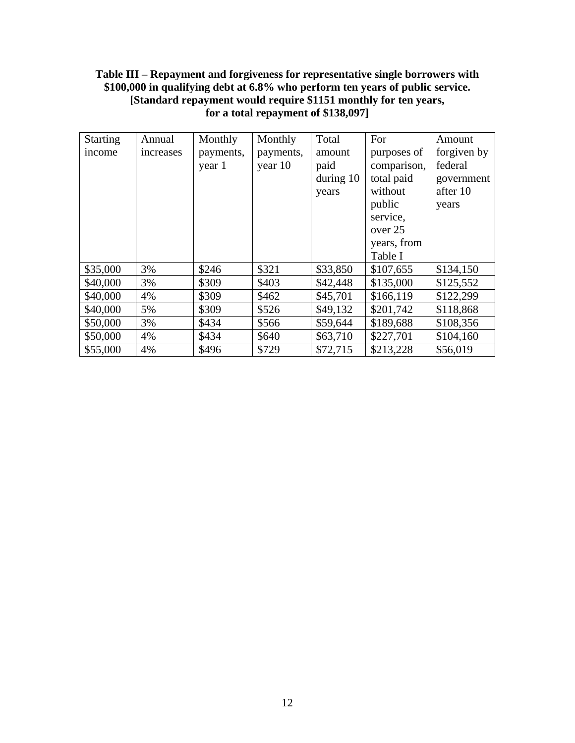**Table III – Repayment and forgiveness for representative single borrowers with \$100,000 in qualifying debt at 6.8% who perform ten years of public service. [Standard repayment would require \$1151 monthly for ten years, for a total repayment of \$138,097]**

| Starting income | Annual increases | Monthly payments, year 1 | Monthly payments, year 10 | Total amount paid during 10 years | For purposes of comparison, total paid without public service, over 25 years, from Table I | Amount forgiven by federal government after 10 years |
|---|---|---|---|---|---|---|
| \$35,000 | 3% | \$246 | \$321 | \$33,850 | \$107,655 | \$134,150 |
| \$40,000 | 3% | \$309 | \$403 | \$42,448 | \$135,000 | \$125,552 |
| \$40,000 | 4% | \$309 | \$462 | \$45,701 | \$166,119 | \$122,299 |
| \$40,000 | 5% | \$309 | \$526 | \$49,132 | \$201,742 | \$118,868 |
| \$50,000 | 3% | \$434 | \$566 | \$59,644 | \$189,688 | \$108,356 |
| \$50,000 | 4% | \$434 | \$640 | \$63,710 | \$227,701 | \$104,160 |
| \$55,000 | 4% | \$496 | \$729 | \$72,715 | \$213,228 | \$56,019 |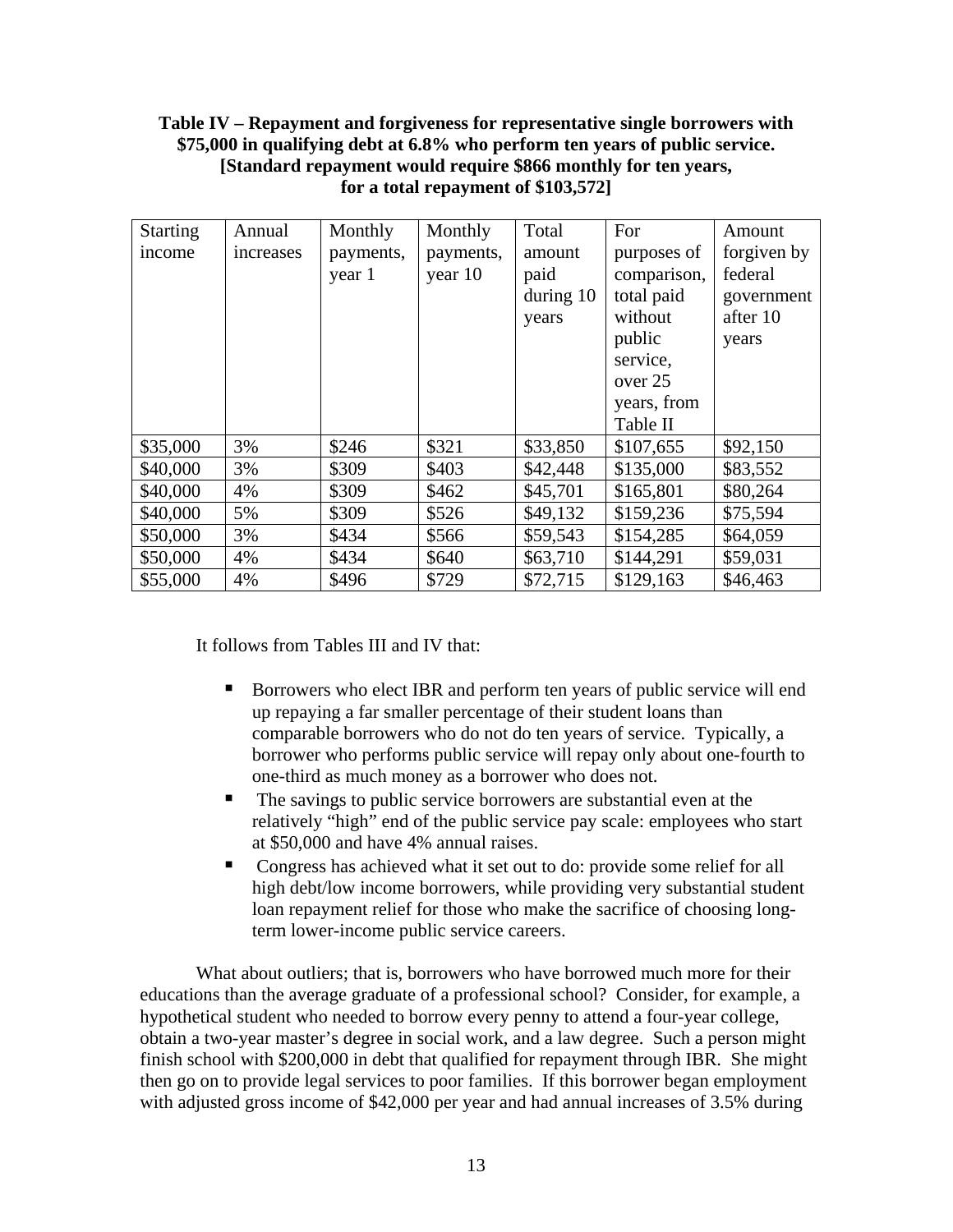**Table IV – Repayment and forgiveness for representative single borrowers with $75,000 in qualifying debt at 6.8% who perform ten years of public service. [Standard repayment would require $866 monthly for ten years, for a total repayment of $103,572]**

| Starting income | Annual increases | Monthly payments, year 1 | Monthly payments, year 10 | Total amount paid during 10 years | For purposes of comparison, total paid without public service, over 25 years, from Table II | Amount forgiven by federal government after 10 years |
|---|---|---|---|---|---|---|
| $35,000 | 3% | $246 | $321 | $33,850 | $107,655 | $92,150 |
| $40,000 | 3% | $309 | $403 | $42,448 | $135,000 | $83,552 |
| $40,000 | 4% | $309 | $462 | $45,701 | $165,801 | $80,264 |
| $40,000 | 5% | $309 | $526 | $49,132 | $159,236 | $75,594 |
| $50,000 | 3% | $434 | $566 | $59,543 | $154,285 | $64,059 |
| $50,000 | 4% | $434 | $640 | $63,710 | $144,291 | $59,031 |
| $55,000 | 4% | $496 | $729 | $72,715 | $129,163 | $46,463 |

It follows from Tables III and IV that:

- Borrowers who elect IBR and perform ten years of public service will end up repaying a far smaller percentage of their student loans than comparable borrowers who do not do ten years of service. Typically, a borrower who performs public service will repay only about one-fourth to one-third as much money as a borrower who does not.
- The savings to public service borrowers are substantial even at the relatively "high" end of the public service pay scale: employees who start at $50,000 and have 4% annual raises.
- Congress has achieved what it set out to do: provide some relief for all high debt/low income borrowers, while providing very substantial student loan repayment relief for those who make the sacrifice of choosing long-term lower-income public service careers.

What about outliers; that is, borrowers who have borrowed much more for their educations than the average graduate of a professional school? Consider, for example, a hypothetical student who needed to borrow every penny to attend a four-year college, obtain a two-year master's degree in social work, and a law degree. Such a person might finish school with $200,000 in debt that qualified for repayment through IBR. She might then go on to provide legal services to poor families. If this borrower began employment with adjusted gross income of $42,000 per year and had annual increases of 3.5% during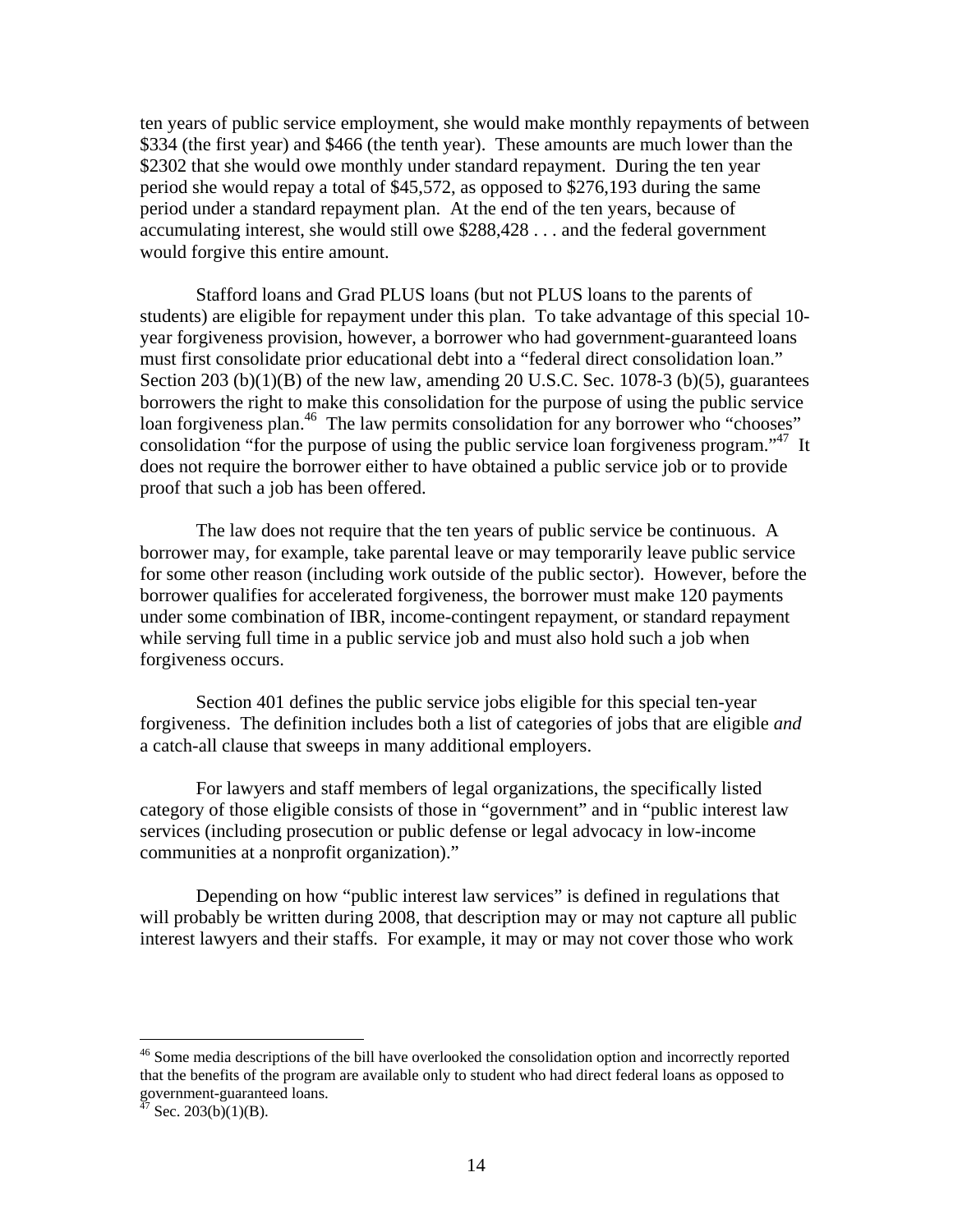ten years of public service employment, she would make monthly repayments of between $334 (the first year) and $466 (the tenth year). These amounts are much lower than the $2302 that she would owe monthly under standard repayment. During the ten year period she would repay a total of $45,572, as opposed to $276,193 during the same period under a standard repayment plan. At the end of the ten years, because of accumulating interest, she would still owe $288,428 . . . and the federal government would forgive this entire amount.

Stafford loans and Grad PLUS loans (but not PLUS loans to the parents of students) are eligible for repayment under this plan. To take advantage of this special 10-year forgiveness provision, however, a borrower who had government-guaranteed loans must first consolidate prior educational debt into a "federal direct consolidation loan." Section 203 (b)(1)(B) of the new law, amending 20 U.S.C. Sec. 1078-3 (b)(5), guarantees borrowers the right to make this consolidation for the purpose of using the public service loan forgiveness plan.[46] The law permits consolidation for any borrower who "chooses" consolidation "for the purpose of using the public service loan forgiveness program."[47] It does not require the borrower either to have obtained a public service job or to provide proof that such a job has been offered.

The law does not require that the ten years of public service be continuous. A borrower may, for example, take parental leave or may temporarily leave public service for some other reason (including work outside of the public sector). However, before the borrower qualifies for accelerated forgiveness, the borrower must make 120 payments under some combination of IBR, income-contingent repayment, or standard repayment while serving full time in a public service job and must also hold such a job when forgiveness occurs.

Section 401 defines the public service jobs eligible for this special ten-year forgiveness. The definition includes both a list of categories of jobs that are eligible *and* a catch-all clause that sweeps in many additional employers.

For lawyers and staff members of legal organizations, the specifically listed category of those eligible consists of those in "government" and in "public interest law services (including prosecution or public defense or legal advocacy in low-income communities at a nonprofit organization)."

Depending on how "public interest law services" is defined in regulations that will probably be written during 2008, that description may or may not capture all public interest lawyers and their staffs. For example, it may or may not cover those who work

---

[46] Some media descriptions of the bill have overlooked the consolidation option and incorrectly reported that the benefits of the program are available only to student who had direct federal loans as opposed to government-guaranteed loans.

[47] Sec. 203(b)(1)(B).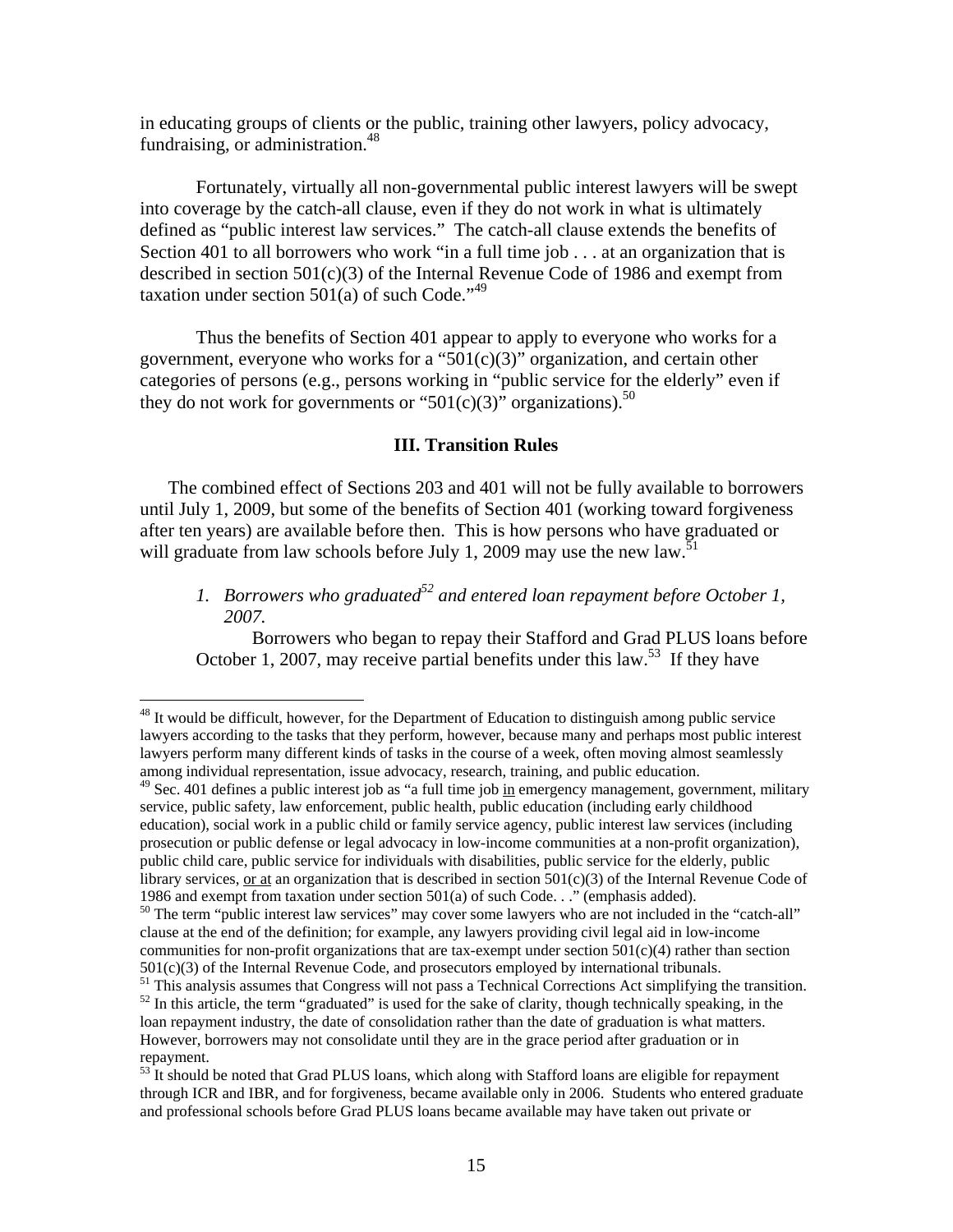in educating groups of clients or the public, training other lawyers, policy advocacy, fundraising, or administration.[48]

Fortunately, virtually all non-governmental public interest lawyers will be swept into coverage by the catch-all clause, even if they do not work in what is ultimately defined as "public interest law services." The catch-all clause extends the benefits of Section 401 to all borrowers who work "in a full time job . . . at an organization that is described in section 501(c)(3) of the Internal Revenue Code of 1986 and exempt from taxation under section 501(a) of such Code."[49]

Thus the benefits of Section 401 appear to apply to everyone who works for a government, everyone who works for a "501(c)(3)" organization, and certain other categories of persons (e.g., persons working in "public service for the elderly" even if they do not work for governments or "501(c)(3)" organizations).[50]

### III. Transition Rules

The combined effect of Sections 203 and 401 will not be fully available to borrowers until July 1, 2009, but some of the benefits of Section 401 (working toward forgiveness after ten years) are available before then. This is how persons who have graduated or will graduate from law schools before July 1, 2009 may use the new law.[51]

1. *Borrowers who graduated[52] and entered loan repayment before October 1, 2007.*

   Borrowers who began to repay their Stafford and Grad PLUS loans before October 1, 2007, may receive partial benefits under this law.[53] If they have

---

[48] It would be difficult, however, for the Department of Education to distinguish among public service lawyers according to the tasks that they perform, however, because many and perhaps most public interest lawyers perform many different kinds of tasks in the course of a week, often moving almost seamlessly among individual representation, issue advocacy, research, training, and public education.

[49] Sec. 401 defines a public interest job as "a full time job <u>in</u> emergency management, government, military service, public safety, law enforcement, public health, public education (including early childhood education), social work in a public child or family service agency, public interest law services (including prosecution or public defense or legal advocacy in low-income communities at a non-profit organization), public child care, public service for individuals with disabilities, public service for the elderly, public library services, <u>or at</u> an organization that is described in section 501(c)(3) of the Internal Revenue Code of 1986 and exempt from taxation under section 501(a) of such Code. . ." (emphasis added).

[50] The term "public interest law services" may cover some lawyers who are not included in the "catch-all" clause at the end of the definition; for example, any lawyers providing civil legal aid in low-income communities for non-profit organizations that are tax-exempt under section 501(c)(4) rather than section 501(c)(3) of the Internal Revenue Code, and prosecutors employed by international tribunals.

[51] This analysis assumes that Congress will not pass a Technical Corrections Act simplifying the transition.

[52] In this article, the term "graduated" is used for the sake of clarity, though technically speaking, in the loan repayment industry, the date of consolidation rather than the date of graduation is what matters. However, borrowers may not consolidate until they are in the grace period after graduation or in repayment.

[53] It should be noted that Grad PLUS loans, which along with Stafford loans are eligible for repayment through ICR and IBR, and for forgiveness, became available only in 2006. Students who entered graduate and professional schools before Grad PLUS loans became available may have taken out private or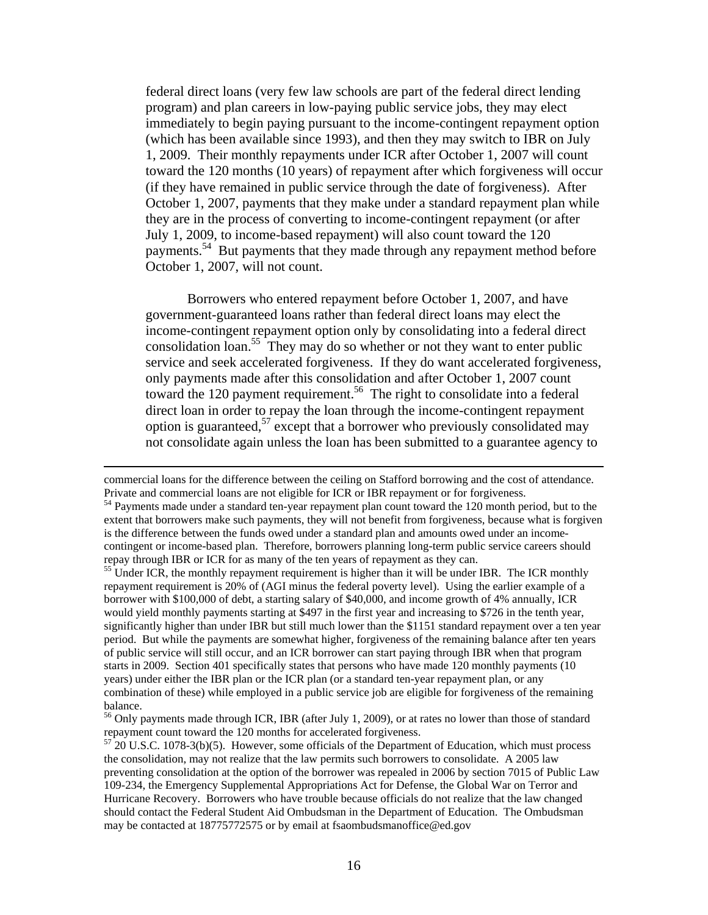federal direct loans (very few law schools are part of the federal direct lending program) and plan careers in low-paying public service jobs, they may elect immediately to begin paying pursuant to the income-contingent repayment option (which has been available since 1993), and then they may switch to IBR on July 1, 2009. Their monthly repayments under ICR after October 1, 2007 will count toward the 120 months (10 years) of repayment after which forgiveness will occur (if they have remained in public service through the date of forgiveness). After October 1, 2007, payments that they make under a standard repayment plan while they are in the process of converting to income-contingent repayment (or after July 1, 2009, to income-based repayment) will also count toward the 120 payments.[54] But payments that they made through any repayment method before October 1, 2007, will not count.

Borrowers who entered repayment before October 1, 2007, and have government-guaranteed loans rather than federal direct loans may elect the income-contingent repayment option only by consolidating into a federal direct consolidation loan.[55] They may do so whether or not they want to enter public service and seek accelerated forgiveness. If they do want accelerated forgiveness, only payments made after this consolidation and after October 1, 2007 count toward the 120 payment requirement.[56] The right to consolidate into a federal direct loan in order to repay the loan through the income-contingent repayment option is guaranteed,[57] except that a borrower who previously consolidated may not consolidate again unless the loan has been submitted to a guarantee agency to

---

commercial loans for the difference between the ceiling on Stafford borrowing and the cost of attendance. Private and commercial loans are not eligible for ICR or IBR repayment or for forgiveness.

[54] Payments made under a standard ten-year repayment plan count toward the 120 month period, but to the extent that borrowers make such payments, they will not benefit from forgiveness, because what is forgiven is the difference between the funds owed under a standard plan and amounts owed under an income-contingent or income-based plan. Therefore, borrowers planning long-term public service careers should repay through IBR or ICR for as many of the ten years of repayment as they can.

[55] Under ICR, the monthly repayment requirement is higher than it will be under IBR. The ICR monthly repayment requirement is 20% of (AGI minus the federal poverty level). Using the earlier example of a borrower with $100,000 of debt, a starting salary of $40,000, and income growth of 4% annually, ICR would yield monthly payments starting at $497 in the first year and increasing to $726 in the tenth year, significantly higher than under IBR but still much lower than the $1151 standard repayment over a ten year period. But while the payments are somewhat higher, forgiveness of the remaining balance after ten years of public service will still occur, and an ICR borrower can start paying through IBR when that program starts in 2009. Section 401 specifically states that persons who have made 120 monthly payments (10 years) under either the IBR plan or the ICR plan (or a standard ten-year repayment plan, or any combination of these) while employed in a public service job are eligible for forgiveness of the remaining balance.

[56] Only payments made through ICR, IBR (after July 1, 2009), or at rates no lower than those of standard repayment count toward the 120 months for accelerated forgiveness.

[57] 20 U.S.C. 1078-3(b)(5). However, some officials of the Department of Education, which must process the consolidation, may not realize that the law permits such borrowers to consolidate. A 2005 law preventing consolidation at the option of the borrower was repealed in 2006 by section 7015 of Public Law 109-234, the Emergency Supplemental Appropriations Act for Defense, the Global War on Terror and Hurricane Recovery. Borrowers who have trouble because officials do not realize that the law changed should contact the Federal Student Aid Ombudsman in the Department of Education. The Ombudsman may be contacted at 18775772575 or by email at fsaombudsmanoffice@ed.gov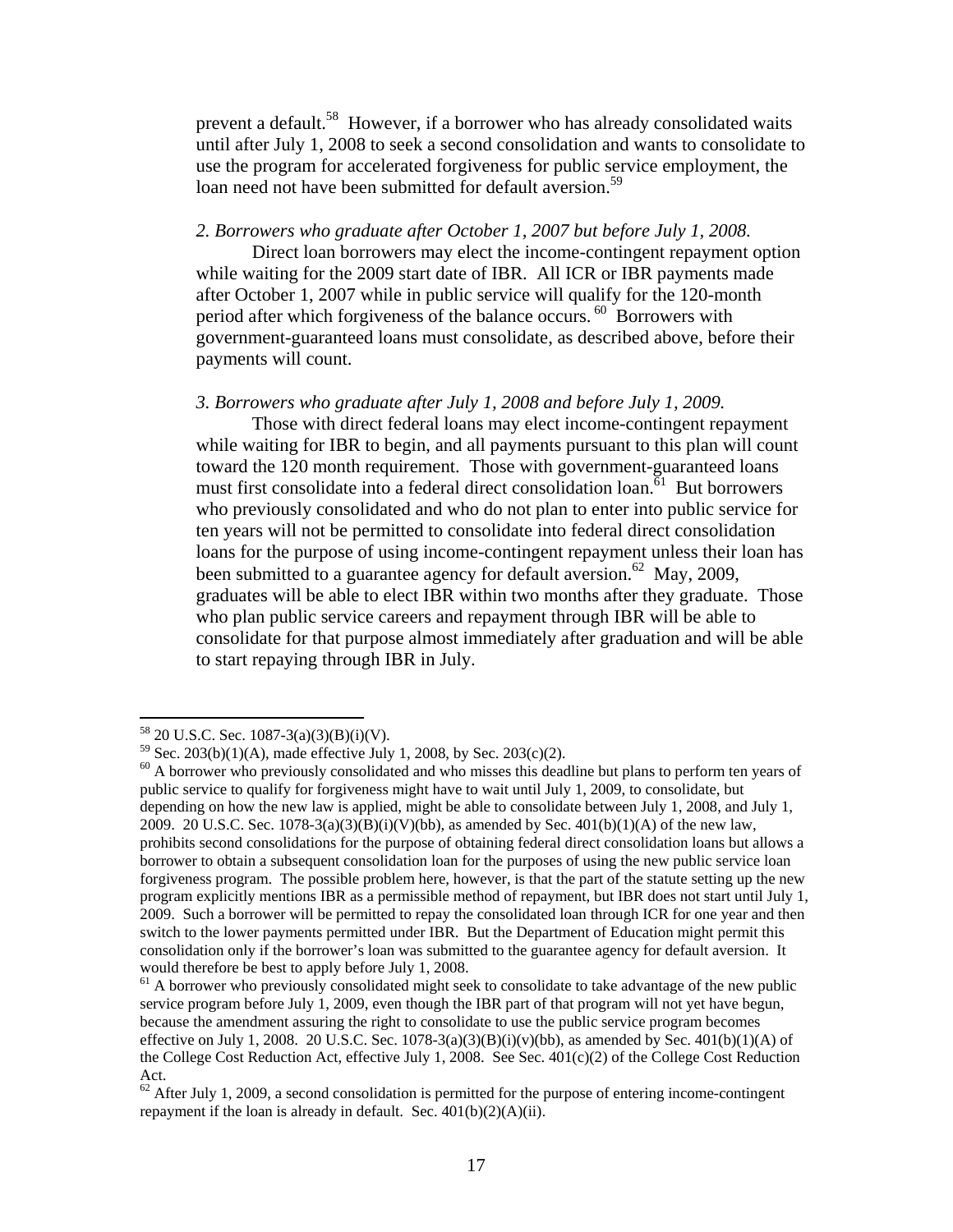prevent a default.[58] However, if a borrower who has already consolidated waits until after July 1, 2008 to seek a second consolidation and wants to consolidate to use the program for accelerated forgiveness for public service employment, the loan need not have been submitted for default aversion.[59]

*2. Borrowers who graduate after October 1, 2007 but before July 1, 2008.*

Direct loan borrowers may elect the income-contingent repayment option while waiting for the 2009 start date of IBR. All ICR or IBR payments made after October 1, 2007 while in public service will qualify for the 120-month period after which forgiveness of the balance occurs.[60] Borrowers with government-guaranteed loans must consolidate, as described above, before their payments will count.

*3. Borrowers who graduate after July 1, 2008 and before July 1, 2009.*

Those with direct federal loans may elect income-contingent repayment while waiting for IBR to begin, and all payments pursuant to this plan will count toward the 120 month requirement. Those with government-guaranteed loans must first consolidate into a federal direct consolidation loan.[61] But borrowers who previously consolidated and who do not plan to enter into public service for ten years will not be permitted to consolidate into federal direct consolidation loans for the purpose of using income-contingent repayment unless their loan has been submitted to a guarantee agency for default aversion.[62] May, 2009, graduates will be able to elect IBR within two months after they graduate. Those who plan public service careers and repayment through IBR will be able to consolidate for that purpose almost immediately after graduation and will be able to start repaying through IBR in July.

---

[58] 20 U.S.C. Sec. 1087-3(a)(3)(B)(i)(V).

[59] Sec. 203(b)(1)(A), made effective July 1, 2008, by Sec. 203(c)(2).

[60] A borrower who previously consolidated and who misses this deadline but plans to perform ten years of public service to qualify for forgiveness might have to wait until July 1, 2009, to consolidate, but depending on how the new law is applied, might be able to consolidate between July 1, 2008, and July 1, 2009. 20 U.S.C. Sec. 1078-3(a)(3)(B)(i)(V)(bb), as amended by Sec. 401(b)(1)(A) of the new law, prohibits second consolidations for the purpose of obtaining federal direct consolidation loans but allows a borrower to obtain a subsequent consolidation loan for the purposes of using the new public service loan forgiveness program. The possible problem here, however, is that the part of the statute setting up the new program explicitly mentions IBR as a permissible method of repayment, but IBR does not start until July 1, 2009. Such a borrower will be permitted to repay the consolidated loan through ICR for one year and then switch to the lower payments permitted under IBR. But the Department of Education might permit this consolidation only if the borrower's loan was submitted to the guarantee agency for default aversion. It would therefore be best to apply before July 1, 2008.

[61] A borrower who previously consolidated might seek to consolidate to take advantage of the new public service program before July 1, 2009, even though the IBR part of that program will not yet have begun, because the amendment assuring the right to consolidate to use the public service program becomes effective on July 1, 2008. 20 U.S.C. Sec. 1078-3(a)(3)(B)(i)(v)(bb), as amended by Sec. 401(b)(1)(A) of the College Cost Reduction Act, effective July 1, 2008. See Sec. 401(c)(2) of the College Cost Reduction Act.

[62] After July 1, 2009, a second consolidation is permitted for the purpose of entering income-contingent repayment if the loan is already in default. Sec. 401(b)(2)(A)(ii).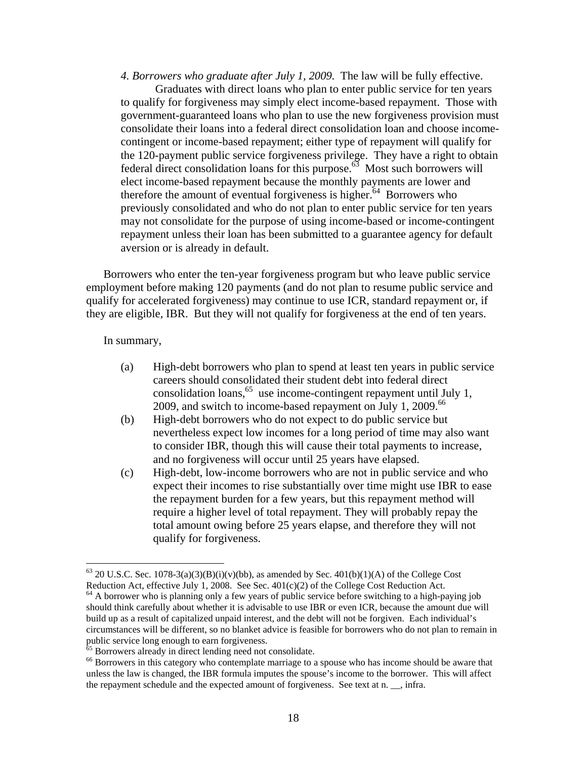*4. Borrowers who graduate after July 1, 2009.* The law will be fully effective.

Graduates with direct loans who plan to enter public service for ten years to qualify for forgiveness may simply elect income-based repayment. Those with government-guaranteed loans who plan to use the new forgiveness provision must consolidate their loans into a federal direct consolidation loan and choose income-contingent or income-based repayment; either type of repayment will qualify for the 120-payment public service forgiveness privilege. They have a right to obtain federal direct consolidation loans for this purpose.[63] Most such borrowers will elect income-based repayment because the monthly payments are lower and therefore the amount of eventual forgiveness is higher.[64] Borrowers who previously consolidated and who do not plan to enter public service for ten years may not consolidate for the purpose of using income-based or income-contingent repayment unless their loan has been submitted to a guarantee agency for default aversion or is already in default.

Borrowers who enter the ten-year forgiveness program but who leave public service employment before making 120 payments (and do not plan to resume public service and qualify for accelerated forgiveness) may continue to use ICR, standard repayment or, if they are eligible, IBR. But they will not qualify for forgiveness at the end of ten years.

In summary,

(a) High-debt borrowers who plan to spend at least ten years in public service careers should consolidated their student debt into federal direct consolidation loans,[65] use income-contingent repayment until July 1, 2009, and switch to income-based repayment on July 1, 2009.[66]

(b) High-debt borrowers who do not expect to do public service but nevertheless expect low incomes for a long period of time may also want to consider IBR, though this will cause their total payments to increase, and no forgiveness will occur until 25 years have elapsed.

(c) High-debt, low-income borrowers who are not in public service and who expect their incomes to rise substantially over time might use IBR to ease the repayment burden for a few years, but this repayment method will require a higher level of total repayment. They will probably repay the total amount owing before 25 years elapse, and therefore they will not qualify for forgiveness.

---

[63] 20 U.S.C. Sec. 1078-3(a)(3)(B)(i)(v)(bb), as amended by Sec. 401(b)(1)(A) of the College Cost Reduction Act, effective July 1, 2008. See Sec. 401(c)(2) of the College Cost Reduction Act.

[64] A borrower who is planning only a few years of public service before switching to a high-paying job should think carefully about whether it is advisable to use IBR or even ICR, because the amount due will build up as a result of capitalized unpaid interest, and the debt will not be forgiven. Each individual's circumstances will be different, so no blanket advice is feasible for borrowers who do not plan to remain in public service long enough to earn forgiveness.

[65] Borrowers already in direct lending need not consolidate.

[66] Borrowers in this category who contemplate marriage to a spouse who has income should be aware that unless the law is changed, the IBR formula imputes the spouse's income to the borrower. This will affect the repayment schedule and the expected amount of forgiveness. See text at n. __, infra.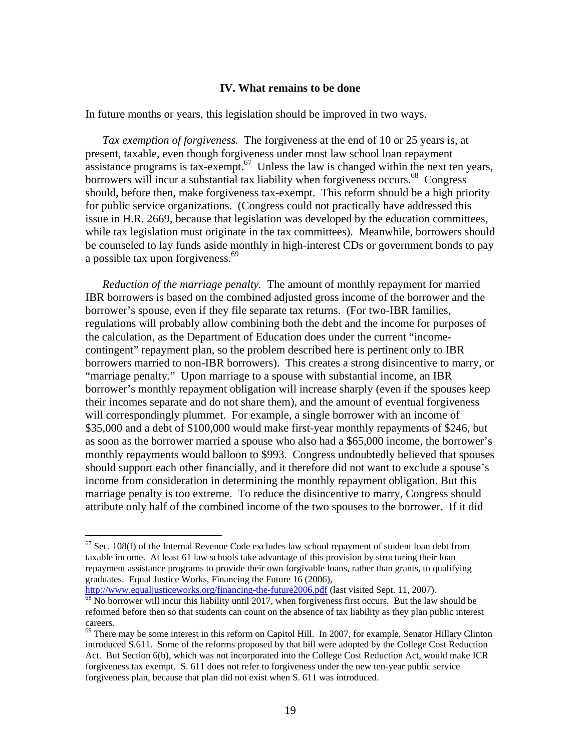### IV. What remains to be done

In future months or years, this legislation should be improved in two ways.

*Tax exemption of forgiveness.* The forgiveness at the end of 10 or 25 years is, at present, taxable, even though forgiveness under most law school loan repayment assistance programs is tax-exempt.[67] Unless the law is changed within the next ten years, borrowers will incur a substantial tax liability when forgiveness occurs.[68] Congress should, before then, make forgiveness tax-exempt. This reform should be a high priority for public service organizations. (Congress could not practically have addressed this issue in H.R. 2669, because that legislation was developed by the education committees, while tax legislation must originate in the tax committees). Meanwhile, borrowers should be counseled to lay funds aside monthly in high-interest CDs or government bonds to pay a possible tax upon forgiveness.[69]

*Reduction of the marriage penalty.* The amount of monthly repayment for married IBR borrowers is based on the combined adjusted gross income of the borrower and the borrower's spouse, even if they file separate tax returns. (For two-IBR families, regulations will probably allow combining both the debt and the income for purposes of the calculation, as the Department of Education does under the current "income-contingent" repayment plan, so the problem described here is pertinent only to IBR borrowers married to non-IBR borrowers). This creates a strong disincentive to marry, or "marriage penalty." Upon marriage to a spouse with substantial income, an IBR borrower's monthly repayment obligation will increase sharply (even if the spouses keep their incomes separate and do not share them), and the amount of eventual forgiveness will correspondingly plummet. For example, a single borrower with an income of $35,000 and a debt of $100,000 would make first-year monthly repayments of $246, but as soon as the borrower married a spouse who also had a $65,000 income, the borrower's monthly repayments would balloon to $993. Congress undoubtedly believed that spouses should support each other financially, and it therefore did not want to exclude a spouse's income from consideration in determining the monthly repayment obligation. But this marriage penalty is too extreme. To reduce the disincentive to marry, Congress should attribute only half of the combined income of the two spouses to the borrower. If it did

---

[67] Sec. 108(f) of the Internal Revenue Code excludes law school repayment of student loan debt from taxable income. At least 61 law schools take advantage of this provision by structuring their loan repayment assistance programs to provide their own forgivable loans, rather than grants, to qualifying graduates. Equal Justice Works, Financing the Future 16 (2006), http://www.equaljusticeworks.org/financing-the-future2006.pdf (last visited Sept. 11, 2007).

[68] No borrower will incur this liability until 2017, when forgiveness first occurs. But the law should be reformed before then so that students can count on the absence of tax liability as they plan public interest careers.

[69] There may be some interest in this reform on Capitol Hill. In 2007, for example, Senator Hillary Clinton introduced S.611. Some of the reforms proposed by that bill were adopted by the College Cost Reduction Act. But Section 6(b), which was not incorporated into the College Cost Reduction Act, would make ICR forgiveness tax exempt. S. 611 does not refer to forgiveness under the new ten-year public service forgiveness plan, because that plan did not exist when S. 611 was introduced.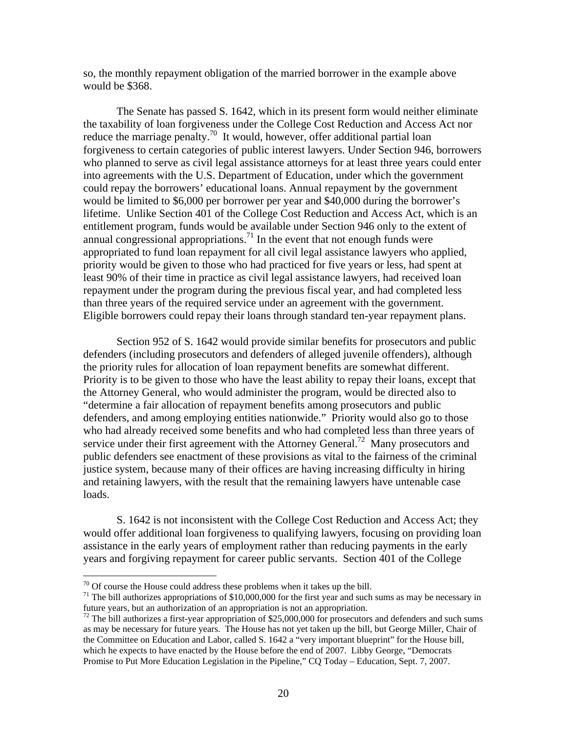so, the monthly repayment obligation of the married borrower in the example above would be $368.

The Senate has passed S. 1642, which in its present form would neither eliminate the taxability of loan forgiveness under the College Cost Reduction and Access Act nor reduce the marriage penalty.[70] It would, however, offer additional partial loan forgiveness to certain categories of public interest lawyers. Under Section 946, borrowers who planned to serve as civil legal assistance attorneys for at least three years could enter into agreements with the U.S. Department of Education, under which the government could repay the borrowers' educational loans. Annual repayment by the government would be limited to $6,000 per borrower per year and $40,000 during the borrower's lifetime. Unlike Section 401 of the College Cost Reduction and Access Act, which is an entitlement program, funds would be available under Section 946 only to the extent of annual congressional appropriations.[71] In the event that not enough funds were appropriated to fund loan repayment for all civil legal assistance lawyers who applied, priority would be given to those who had practiced for five years or less, had spent at least 90% of their time in practice as civil legal assistance lawyers, had received loan repayment under the program during the previous fiscal year, and had completed less than three years of the required service under an agreement with the government. Eligible borrowers could repay their loans through standard ten-year repayment plans.

Section 952 of S. 1642 would provide similar benefits for prosecutors and public defenders (including prosecutors and defenders of alleged juvenile offenders), although the priority rules for allocation of loan repayment benefits are somewhat different. Priority is to be given to those who have the least ability to repay their loans, except that the Attorney General, who would administer the program, would be directed also to "determine a fair allocation of repayment benefits among prosecutors and public defenders, and among employing entities nationwide." Priority would also go to those who had already received some benefits and who had completed less than three years of service under their first agreement with the Attorney General.[72] Many prosecutors and public defenders see enactment of these provisions as vital to the fairness of the criminal justice system, because many of their offices are having increasing difficulty in hiring and retaining lawyers, with the result that the remaining lawyers have untenable case loads.

S. 1642 is not inconsistent with the College Cost Reduction and Access Act; they would offer additional loan forgiveness to qualifying lawyers, focusing on providing loan assistance in the early years of employment rather than reducing payments in the early years and forgiving repayment for career public servants. Section 401 of the College

---

[70] Of course the House could address these problems when it takes up the bill.

[71] The bill authorizes appropriations of $10,000,000 for the first year and such sums as may be necessary in future years, but an authorization of an appropriation is not an appropriation.

[72] The bill authorizes a first-year appropriation of $25,000,000 for prosecutors and defenders and such sums as may be necessary for future years. The House has not yet taken up the bill, but George Miller, Chair of the Committee on Education and Labor, called S. 1642 a "very important blueprint" for the House bill, which he expects to have enacted by the House before the end of 2007. Libby George, "Democrats Promise to Put More Education Legislation in the Pipeline," CQ Today – Education, Sept. 7, 2007.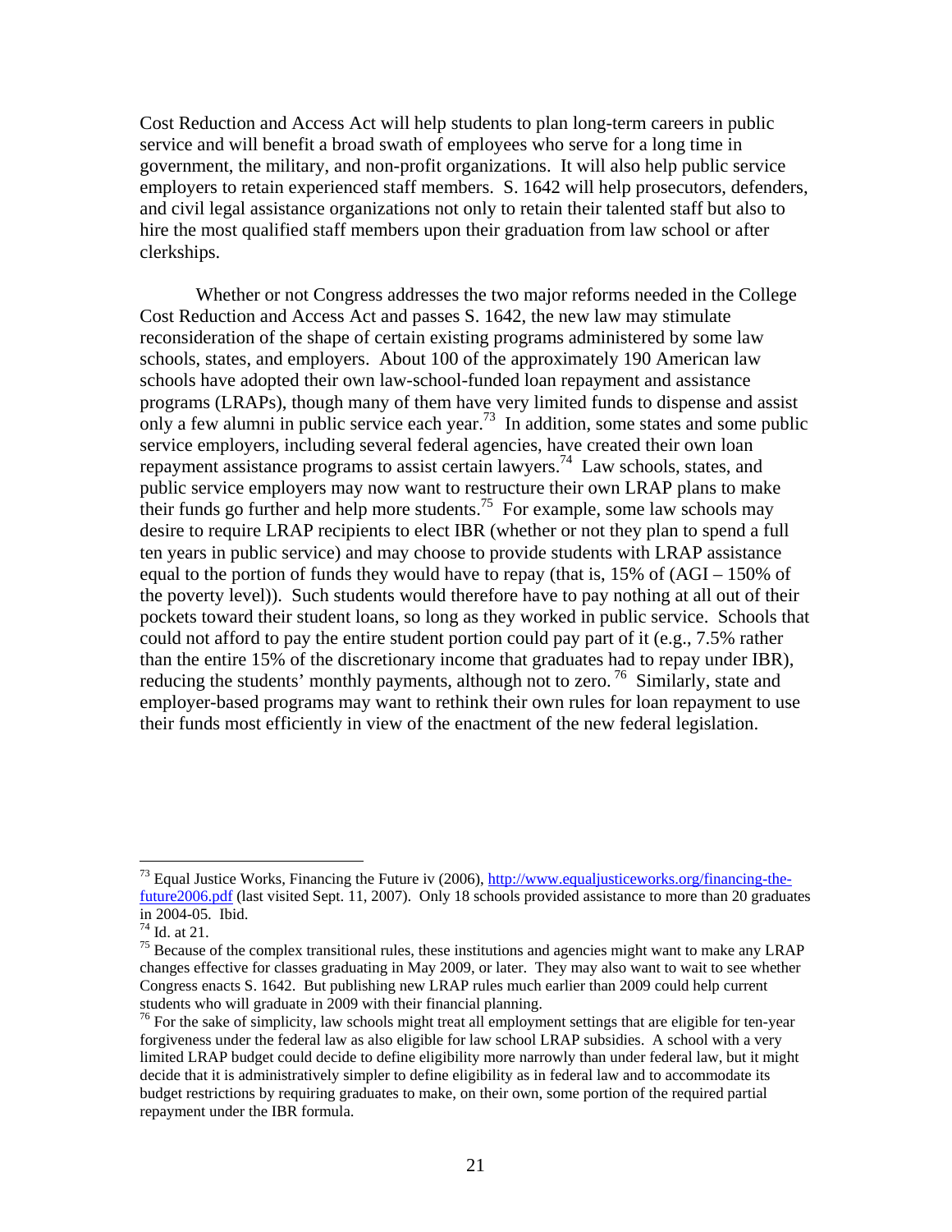Cost Reduction and Access Act will help students to plan long-term careers in public service and will benefit a broad swath of employees who serve for a long time in government, the military, and non-profit organizations. It will also help public service employers to retain experienced staff members. S. 1642 will help prosecutors, defenders, and civil legal assistance organizations not only to retain their talented staff but also to hire the most qualified staff members upon their graduation from law school or after clerkships.

Whether or not Congress addresses the two major reforms needed in the College Cost Reduction and Access Act and passes S. 1642, the new law may stimulate reconsideration of the shape of certain existing programs administered by some law schools, states, and employers. About 100 of the approximately 190 American law schools have adopted their own law-school-funded loan repayment and assistance programs (LRAPs), though many of them have very limited funds to dispense and assist only a few alumni in public service each year.[73] In addition, some states and some public service employers, including several federal agencies, have created their own loan repayment assistance programs to assist certain lawyers.[74] Law schools, states, and public service employers may now want to restructure their own LRAP plans to make their funds go further and help more students.[75] For example, some law schools may desire to require LRAP recipients to elect IBR (whether or not they plan to spend a full ten years in public service) and may choose to provide students with LRAP assistance equal to the portion of funds they would have to repay (that is, 15% of (AGI – 150% of the poverty level)). Such students would therefore have to pay nothing at all out of their pockets toward their student loans, so long as they worked in public service. Schools that could not afford to pay the entire student portion could pay part of it (e.g., 7.5% rather than the entire 15% of the discretionary income that graduates had to repay under IBR), reducing the students' monthly payments, although not to zero.[76] Similarly, state and employer-based programs may want to rethink their own rules for loan repayment to use their funds most efficiently in view of the enactment of the new federal legislation.

---

[73] Equal Justice Works, Financing the Future iv (2006), http://www.equaljusticeworks.org/financing-the-future2006.pdf (last visited Sept. 11, 2007). Only 18 schools provided assistance to more than 20 graduates in 2004-05. Ibid.

[74] Id. at 21.

[75] Because of the complex transitional rules, these institutions and agencies might want to make any LRAP changes effective for classes graduating in May 2009, or later. They may also want to wait to see whether Congress enacts S. 1642. But publishing new LRAP rules much earlier than 2009 could help current students who will graduate in 2009 with their financial planning.

[76] For the sake of simplicity, law schools might treat all employment settings that are eligible for ten-year forgiveness under the federal law as also eligible for law school LRAP subsidies. A school with a very limited LRAP budget could decide to define eligibility more narrowly than under federal law, but it might decide that it is administratively simpler to define eligibility as in federal law and to accommodate its budget restrictions by requiring graduates to make, on their own, some portion of the required partial repayment under the IBR formula.